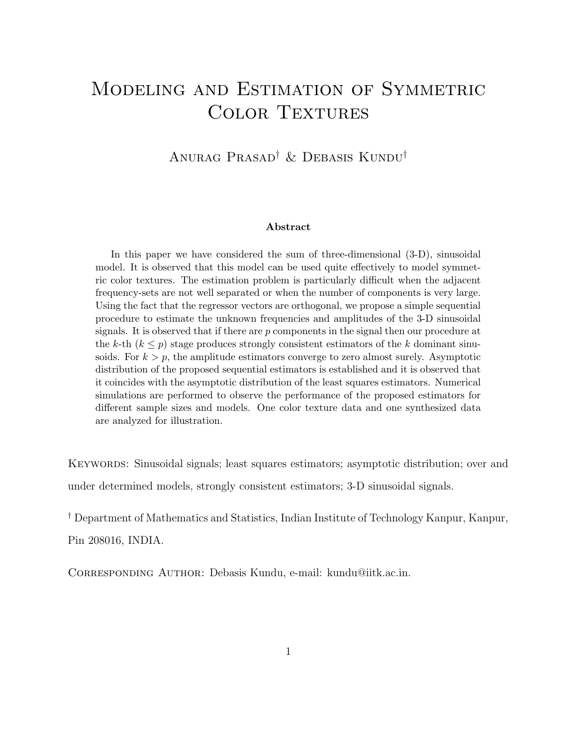# Modeling and Estimation of Symmetric Color Textures

Anurag Prasad[†] & Debasis Kundu[†]

### Abstract

In this paper we have considered the sum of three-dimensional (3-D), sinusoidal model. It is observed that this model can be used quite effectively to model symmetric color textures. The estimation problem is particularly difficult when the adjacent frequency-sets are not well separated or when the number of components is very large. Using the fact that the regressor vectors are orthogonal, we propose a simple sequential procedure to estimate the unknown frequencies and amplitudes of the 3-D sinusoidal signals. It is observed that if there are $p$ components in the signal then our procedure at the $k$-th ($k \leq p$) stage produces strongly consistent estimators of the $k$ dominant sinusoids. For $k > p$, the amplitude estimators converge to zero almost surely. Asymptotic distribution of the proposed sequential estimators is established and it is observed that it coincides with the asymptotic distribution of the least squares estimators. Numerical simulations are performed to observe the performance of the proposed estimators for different sample sizes and models. One color texture data and one synthesized data are analyzed for illustration.

Keywords: Sinusoidal signals; least squares estimators; asymptotic distribution; over and under determined models, strongly consistent estimators; 3-D sinusoidal signals.

[†] Department of Mathematics and Statistics, Indian Institute of Technology Kanpur, Kanpur, Pin 208016, INDIA.

Corresponding Author: Debasis Kundu, e-mail: kundu@iitk.ac.in.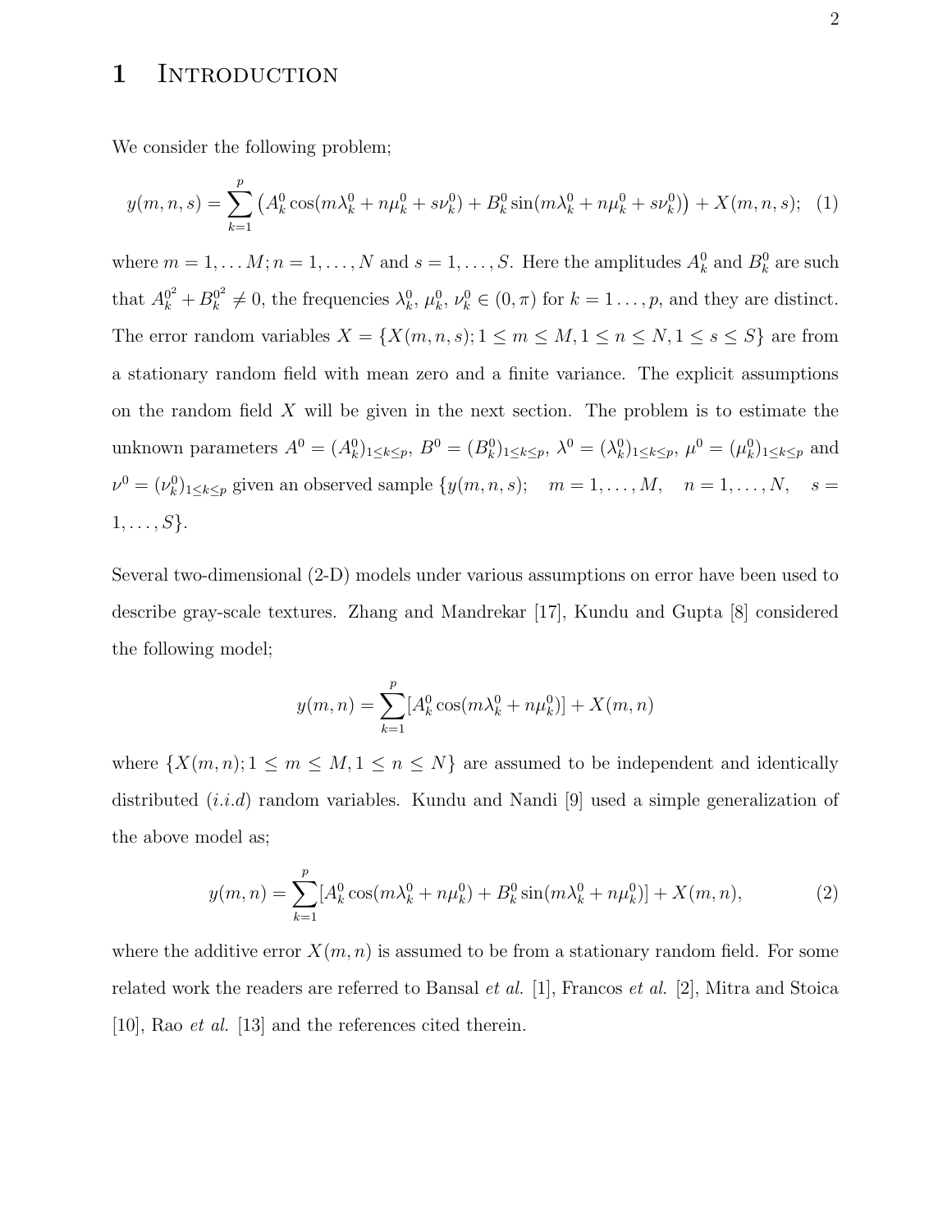# 1 Introduction

We consider the following problem;

$$y(m,n,s) = \sum_{k=1}^{p} \left( A_k^0 \cos(m\lambda_k^0 + n\mu_k^0 + s\nu_k^0) + B_k^0 \sin(m\lambda_k^0 + n\mu_k^0 + s\nu_k^0) \right) + X(m,n,s); \quad (1)$$

where $m = 1, \ldots M; n = 1, \ldots, N$ and $s = 1, \ldots, S$. Here the amplitudes $A_k^0$ and $B_k^0$ are such that $A_k^{0^2} + B_k^{0^2} \neq 0$, the frequencies $\lambda_k^0$, $\mu_k^0$, $\nu_k^0 \in (0, \pi)$ for $k = 1 \ldots, p$, and they are distinct. The error random variables $X = \{X(m,n,s); 1 \leq m \leq M, 1 \leq n \leq N, 1 \leq s \leq S\}$ are from a stationary random field with mean zero and a finite variance. The explicit assumptions on the random field $X$ will be given in the next section. The problem is to estimate the unknown parameters $A^0 = (A_k^0)_{1 \leq k \leq p}$, $B^0 = (B_k^0)_{1 \leq k \leq p}$, $\lambda^0 = (\lambda_k^0)_{1 \leq k \leq p}$, $\mu^0 = (\mu_k^0)_{1 \leq k \leq p}$ and $\nu^0 = (\nu_k^0)_{1 \leq k \leq p}$ given an observed sample $\{y(m,n,s); \quad m = 1, \ldots, M, \quad n = 1, \ldots, N, \quad s = 1, \ldots, S\}$.

Several two-dimensional (2-D) models under various assumptions on error have been used to describe gray-scale textures. Zhang and Mandrekar [17], Kundu and Gupta [8] considered the following model;

$$y(m,n) = \sum_{k=1}^{p} [A_k^0 \cos(m\lambda_k^0 + n\mu_k^0)] + X(m,n)$$

where $\{X(m,n); 1 \leq m \leq M, 1 \leq n \leq N\}$ are assumed to be independent and identically distributed (*i.i.d*) random variables. Kundu and Nandi [9] used a simple generalization of the above model as;

$$y(m,n) = \sum_{k=1}^{p} [A_k^0 \cos(m\lambda_k^0 + n\mu_k^0) + B_k^0 \sin(m\lambda_k^0 + n\mu_k^0)] + X(m,n), \quad (2)$$

where the additive error $X(m,n)$ is assumed to be from a stationary random field. For some related work the readers are referred to Bansal *et al.* [1], Francos *et al.* [2], Mitra and Stoica [10], Rao *et al.* [13] and the references cited therein.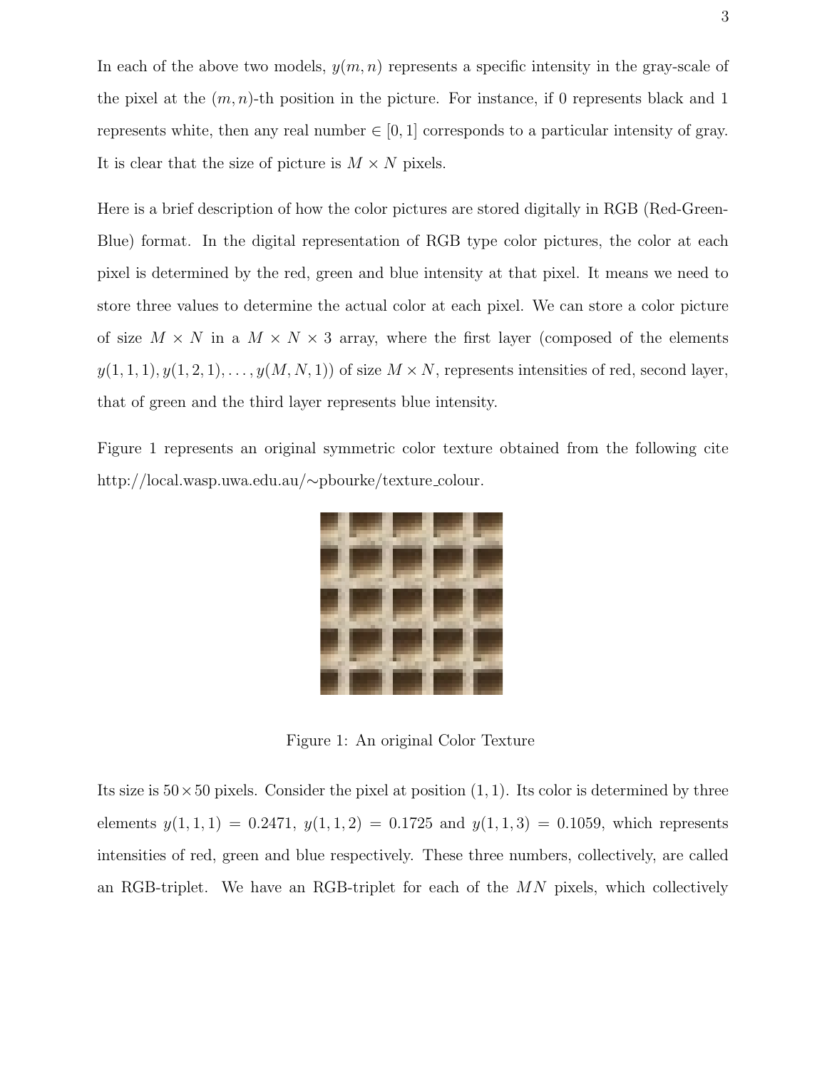In each of the above two models, $y(m, n)$ represents a specific intensity in the gray-scale of the pixel at the $(m, n)$-th position in the picture. For instance, if 0 represents black and 1 represents white, then any real number $\in [0, 1]$ corresponds to a particular intensity of gray. It is clear that the size of picture is $M \times N$ pixels.

Here is a brief description of how the color pictures are stored digitally in RGB (Red-Green-Blue) format. In the digital representation of RGB type color pictures, the color at each pixel is determined by the red, green and blue intensity at that pixel. It means we need to store three values to determine the actual color at each pixel. We can store a color picture of size $M \times N$ in a $M \times N \times 3$ array, where the first layer (composed of the elements $y(1, 1, 1), y(1, 2, 1), \ldots, y(M, N, 1)$) of size $M \times N$, represents intensities of red, second layer, that of green and the third layer represents blue intensity.

Figure 1 represents an original symmetric color texture obtained from the following cite http://local.wasp.uwa.edu.au/∼pbourke/texture_colour.

Figure 1: An original Color Texture

Its size is $50 \times 50$ pixels. Consider the pixel at position $(1, 1)$. Its color is determined by three elements $y(1, 1, 1) = 0.2471$, $y(1, 1, 2) = 0.1725$ and $y(1, 1, 3) = 0.1059$, which represents intensities of red, green and blue respectively. These three numbers, collectively, are called an RGB-triplet. We have an RGB-triplet for each of the $MN$ pixels, which collectively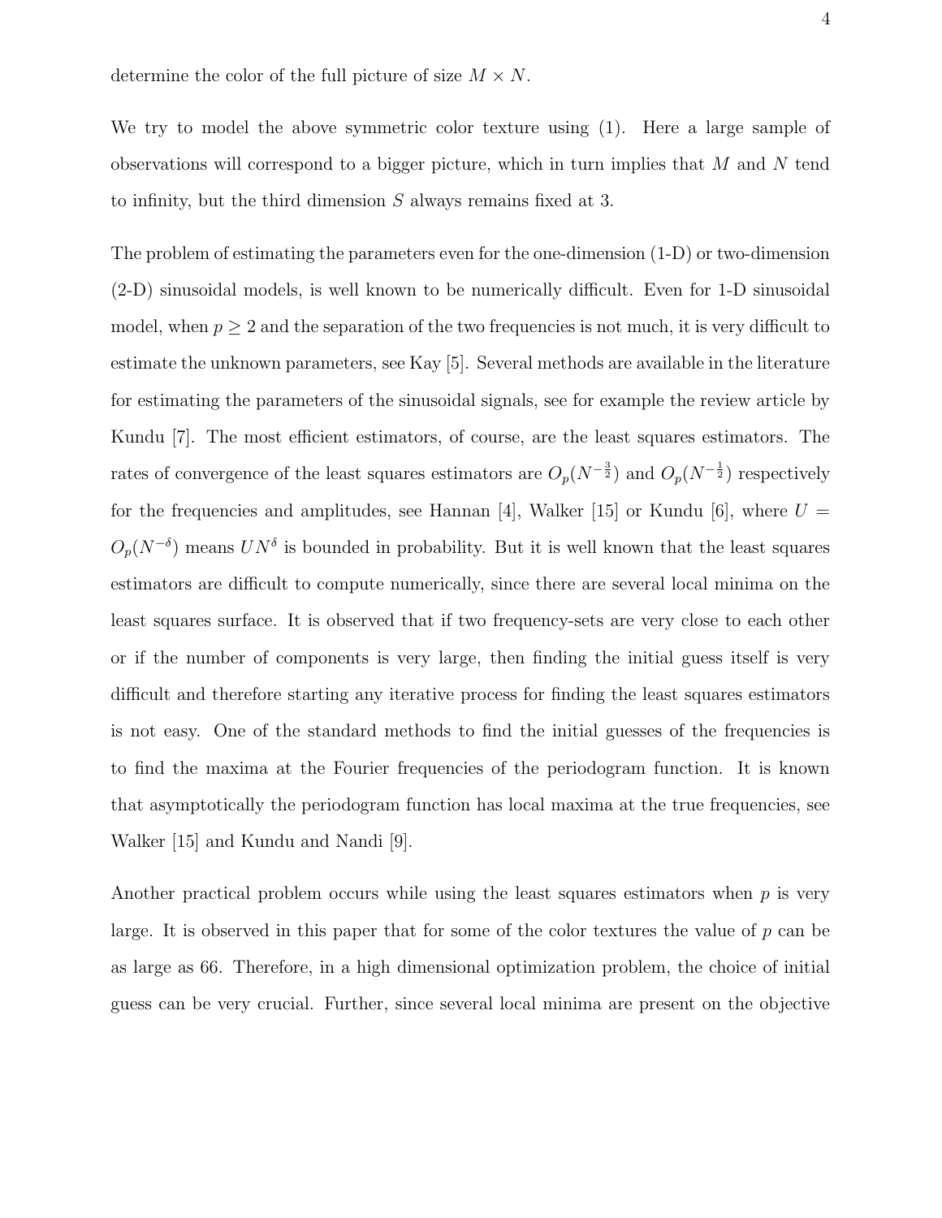determine the color of the full picture of size $M \times N$.

We try to model the above symmetric color texture using (1). Here a large sample of observations will correspond to a bigger picture, which in turn implies that $M$ and $N$ tend to infinity, but the third dimension $S$ always remains fixed at 3.

The problem of estimating the parameters even for the one-dimension (1-D) or two-dimension (2-D) sinusoidal models, is well known to be numerically difficult. Even for 1-D sinusoidal model, when $p \geq 2$ and the separation of the two frequencies is not much, it is very difficult to estimate the unknown parameters, see Kay [5]. Several methods are available in the literature for estimating the parameters of the sinusoidal signals, see for example the review article by Kundu [7]. The most efficient estimators, of course, are the least squares estimators. The rates of convergence of the least squares estimators are $O_p(N^{-\frac{3}{2}})$ and $O_p(N^{-\frac{1}{2}})$ respectively for the frequencies and amplitudes, see Hannan [4], Walker [15] or Kundu [6], where $U = O_p(N^{-\delta})$ means $UN^{\delta}$ is bounded in probability. But it is well known that the least squares estimators are difficult to compute numerically, since there are several local minima on the least squares surface. It is observed that if two frequency-sets are very close to each other or if the number of components is very large, then finding the initial guess itself is very difficult and therefore starting any iterative process for finding the least squares estimators is not easy. One of the standard methods to find the initial guesses of the frequencies is to find the maxima at the Fourier frequencies of the periodogram function. It is known that asymptotically the periodogram function has local maxima at the true frequencies, see Walker [15] and Kundu and Nandi [9].

Another practical problem occurs while using the least squares estimators when $p$ is very large. It is observed in this paper that for some of the color textures the value of $p$ can be as large as 66. Therefore, in a high dimensional optimization problem, the choice of initial guess can be very crucial. Further, since several local minima are present on the objective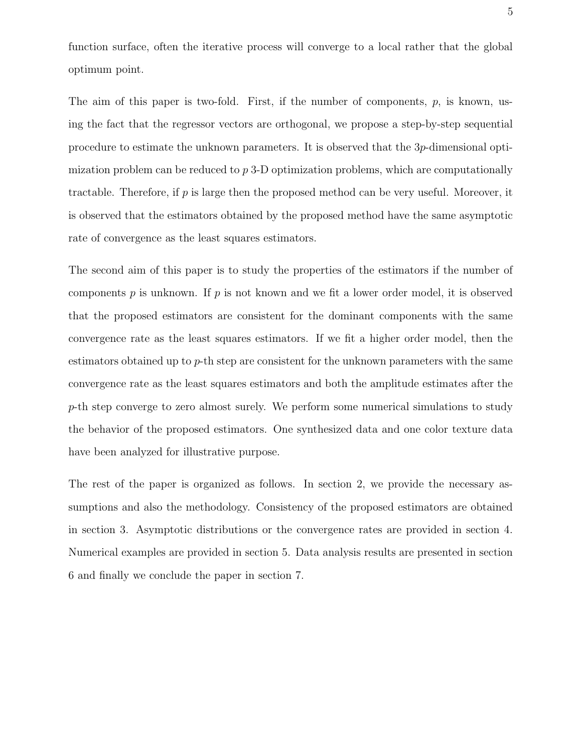function surface, often the iterative process will converge to a local rather that the global optimum point.

The aim of this paper is two-fold. First, if the number of components, $p$, is known, using the fact that the regressor vectors are orthogonal, we propose a step-by-step sequential procedure to estimate the unknown parameters. It is observed that the $3p$-dimensional optimization problem can be reduced to $p$ 3-D optimization problems, which are computationally tractable. Therefore, if $p$ is large then the proposed method can be very useful. Moreover, it is observed that the estimators obtained by the proposed method have the same asymptotic rate of convergence as the least squares estimators.

The second aim of this paper is to study the properties of the estimators if the number of components $p$ is unknown. If $p$ is not known and we fit a lower order model, it is observed that the proposed estimators are consistent for the dominant components with the same convergence rate as the least squares estimators. If we fit a higher order model, then the estimators obtained up to $p$-th step are consistent for the unknown parameters with the same convergence rate as the least squares estimators and both the amplitude estimates after the $p$-th step converge to zero almost surely. We perform some numerical simulations to study the behavior of the proposed estimators. One synthesized data and one color texture data have been analyzed for illustrative purpose.

The rest of the paper is organized as follows. In section 2, we provide the necessary assumptions and also the methodology. Consistency of the proposed estimators are obtained in section 3. Asymptotic distributions or the convergence rates are provided in section 4. Numerical examples are provided in section 5. Data analysis results are presented in section 6 and finally we conclude the paper in section 7.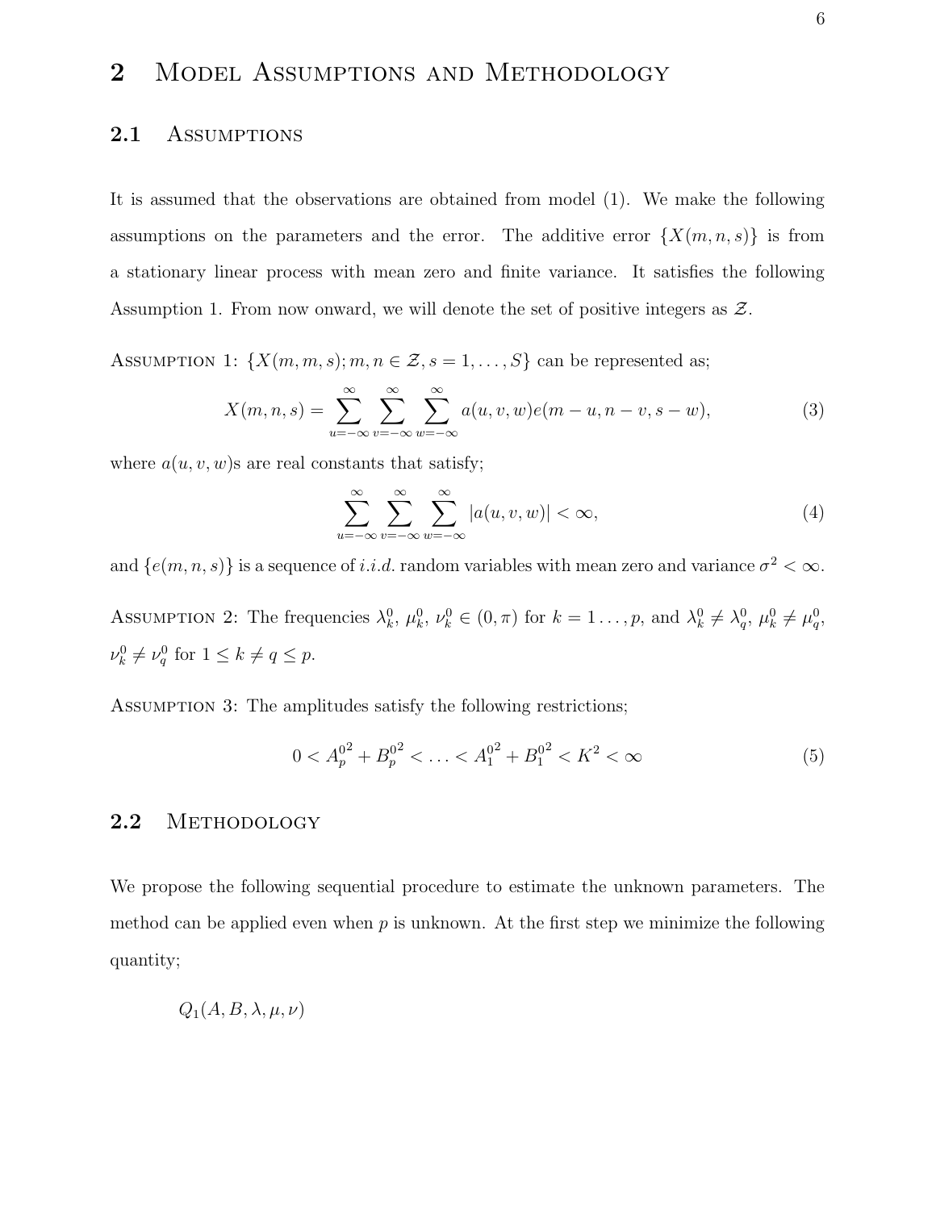## 2 Model Assumptions and Methodology

### 2.1 Assumptions

It is assumed that the observations are obtained from model (1). We make the following assumptions on the parameters and the error. The additive error $\{X(m, n, s)\}$ is from a stationary linear process with mean zero and finite variance. It satisfies the following Assumption 1. From now onward, we will denote the set of positive integers as $\mathcal{Z}$.

Assumption 1: $\{X(m, m, s); m, n \in \mathcal{Z}, s = 1, \ldots, S\}$ can be represented as;

$$X(m, n, s) = \sum_{u=-\infty}^{\infty} \sum_{v=-\infty}^{\infty} \sum_{w=-\infty}^{\infty} a(u, v, w) e(m - u, n - v, s - w), \tag{3}$$

where $a(u, v, w)$s are real constants that satisfy;

$$\sum_{u=-\infty}^{\infty} \sum_{v=-\infty}^{\infty} \sum_{w=-\infty}^{\infty} |a(u, v, w)| < \infty, \tag{4}$$

and $\{e(m, n, s)\}$ is a sequence of *i.i.d.* random variables with mean zero and variance $\sigma^2 < \infty$.

Assumption 2: The frequencies $\lambda_k^0$, $\mu_k^0$, $\nu_k^0 \in (0, \pi)$ for $k = 1 \ldots, p$, and $\lambda_k^0 \neq \lambda_q^0$, $\mu_k^0 \neq \mu_q^0$, $\nu_k^0 \neq \nu_q^0$ for $1 \leq k \neq q \leq p$.

Assumption 3: The amplitudes satisfy the following restrictions;

$$0 < A_p^{0^2} + B_p^{0^2} < \ldots < A_1^{0^2} + B_1^{0^2} < K^2 < \infty \tag{5}$$

### 2.2 Methodology

We propose the following sequential procedure to estimate the unknown parameters. The method can be applied even when $p$ is unknown. At the first step we minimize the following quantity;

$Q_1(A, B, \lambda, \mu, \nu)$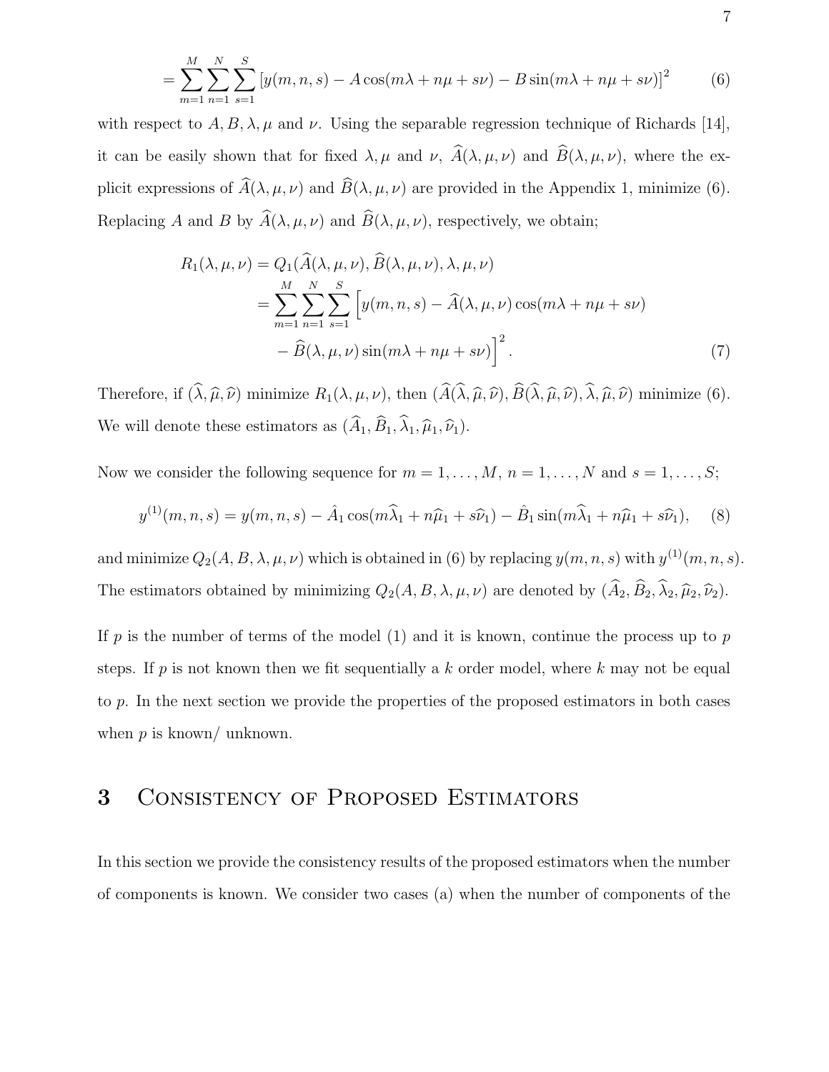$$= \sum_{m=1}^{M} \sum_{n=1}^{N} \sum_{s=1}^{S} \left[ y(m,n,s) - A\cos(m\lambda + n\mu + s\nu) - B\sin(m\lambda + n\mu + s\nu) \right]^2 \qquad (6)$$

with respect to $A, B, \lambda, \mu$ and $\nu$. Using the separable regression technique of Richards [14], it can be easily shown that for fixed $\lambda, \mu$ and $\nu$, $\widehat{A}(\lambda, \mu, \nu)$ and $\widehat{B}(\lambda, \mu, \nu)$, where the explicit expressions of $\widehat{A}(\lambda, \mu, \nu)$ and $\widehat{B}(\lambda, \mu, \nu)$ are provided in the Appendix 1, minimize (6). Replacing $A$ and $B$ by $\widehat{A}(\lambda, \mu, \nu)$ and $\widehat{B}(\lambda, \mu, \nu)$, respectively, we obtain;

$$\begin{aligned} R_1(\lambda, \mu, \nu) &= Q_1(\widehat{A}(\lambda, \mu, \nu), \widehat{B}(\lambda, \mu, \nu), \lambda, \mu, \nu) \\ &= \sum_{m=1}^{M} \sum_{n=1}^{N} \sum_{s=1}^{S} \Big[ y(m,n,s) - \widehat{A}(\lambda, \mu, \nu)\cos(m\lambda + n\mu + s\nu) \\ &\quad - \widehat{B}(\lambda, \mu, \nu)\sin(m\lambda + n\mu + s\nu) \Big]^2 . \end{aligned} \qquad (7)$$

Therefore, if $(\widehat{\lambda}, \widehat{\mu}, \widehat{\nu})$ minimize $R_1(\lambda, \mu, \nu)$, then $(\widehat{A}(\widehat{\lambda}, \widehat{\mu}, \widehat{\nu}), \widehat{B}(\widehat{\lambda}, \widehat{\mu}, \widehat{\nu}), \widehat{\lambda}, \widehat{\mu}, \widehat{\nu})$ minimize (6). We will denote these estimators as $(\widehat{A}_1, \widehat{B}_1, \widehat{\lambda}_1, \widehat{\mu}_1, \widehat{\nu}_1)$.

Now we consider the following sequence for $m = 1, \ldots, M$, $n = 1, \ldots, N$ and $s = 1, \ldots, S$;

$$y^{(1)}(m,n,s) = y(m,n,s) - \hat{A}_1 \cos(m\widehat{\lambda}_1 + n\widehat{\mu}_1 + s\widehat{\nu}_1) - \hat{B}_1 \sin(m\widehat{\lambda}_1 + n\widehat{\mu}_1 + s\widehat{\nu}_1), \qquad (8)$$

and minimize $Q_2(A, B, \lambda, \mu, \nu)$ which is obtained in (6) by replacing $y(m,n,s)$ with $y^{(1)}(m,n,s)$. The estimators obtained by minimizing $Q_2(A, B, \lambda, \mu, \nu)$ are denoted by $(\widehat{A}_2, \widehat{B}_2, \widehat{\lambda}_2, \widehat{\mu}_2, \widehat{\nu}_2)$.

If $p$ is the number of terms of the model (1) and it is known, continue the process up to $p$ steps. If $p$ is not known then we fit sequentially a $k$ order model, where $k$ may not be equal to $p$. In the next section we provide the properties of the proposed estimators in both cases when $p$ is known/ unknown.

# 3 Consistency of Proposed Estimators

In this section we provide the consistency results of the proposed estimators when the number of components is known. We consider two cases (a) when the number of components of the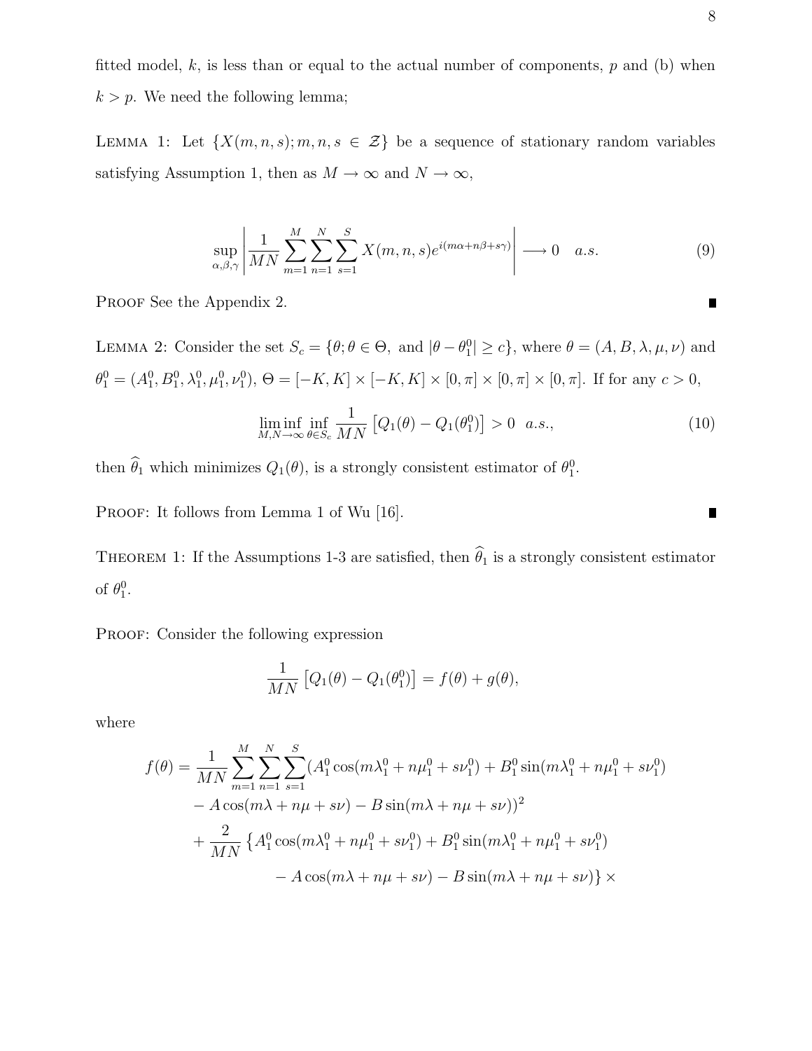fitted model, $k$, is less than or equal to the actual number of components, $p$ and (b) when $k > p$. We need the following lemma;

LEMMA 1: Let $\{X(m,n,s); m,n,s \in \mathcal{Z}\}$ be a sequence of stationary random variables satisfying Assumption 1, then as $M \to \infty$ and $N \to \infty$,

$$\sup_{\alpha,\beta,\gamma} \left| \frac{1}{MN} \sum_{m=1}^{M} \sum_{n=1}^{N} \sum_{s=1}^{S} X(m,n,s) e^{i(m\alpha+n\beta+s\gamma)} \right| \longrightarrow 0 \quad a.s. \tag{9}$$

PROOF See the Appendix 2. ∎

LEMMA 2: Consider the set $S_c = \{\theta; \theta \in \Theta, \text{ and } |\theta - \theta_1^0| \geq c\}$, where $\theta = (A, B, \lambda, \mu, \nu)$ and $\theta_1^0 = (A_1^0, B_1^0, \lambda_1^0, \mu_1^0, \nu_1^0)$, $\Theta = [-K, K] \times [-K, K] \times [0, \pi] \times [0, \pi] \times [0, \pi]$. If for any $c > 0$,

$$\liminf_{M,N\to\infty} \inf_{\theta \in S_c} \frac{1}{MN} \left[ Q_1(\theta) - Q_1(\theta_1^0) \right] > 0 \;\; a.s., \tag{10}$$

then $\widehat{\theta}_1$ which minimizes $Q_1(\theta)$, is a strongly consistent estimator of $\theta_1^0$.

PROOF: It follows from Lemma 1 of Wu [16]. ∎

THEOREM 1: If the Assumptions 1-3 are satisfied, then $\widehat{\theta}_1$ is a strongly consistent estimator of $\theta_1^0$.

PROOF: Consider the following expression

$$\frac{1}{MN} \left[ Q_1(\theta) - Q_1(\theta_1^0) \right] = f(\theta) + g(\theta),$$

where

$$\begin{aligned}
f(\theta) = \frac{1}{MN} \sum_{m=1}^{M} \sum_{n=1}^{N} \sum_{s=1}^{S} &(A_1^0 \cos(m\lambda_1^0 + n\mu_1^0 + s\nu_1^0) + B_1^0 \sin(m\lambda_1^0 + n\mu_1^0 + s\nu_1^0) \\
&- A\cos(m\lambda + n\mu + s\nu) - B\sin(m\lambda + n\mu + s\nu))^2 \\
&+ \frac{2}{MN} \left\{ A_1^0 \cos(m\lambda_1^0 + n\mu_1^0 + s\nu_1^0) + B_1^0 \sin(m\lambda_1^0 + n\mu_1^0 + s\nu_1^0) \right. \\
&\qquad \left. - A\cos(m\lambda + n\mu + s\nu) - B\sin(m\lambda + n\mu + s\nu) \right\} \times
\end{aligned}$$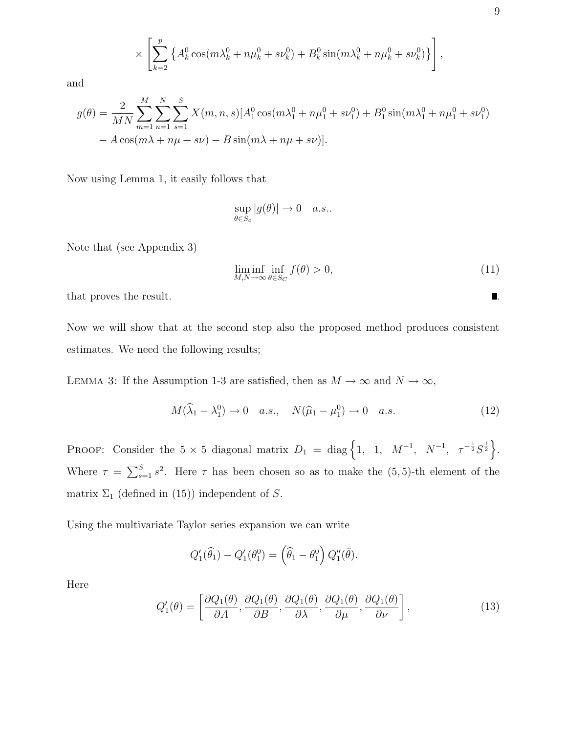$$
\times \left[ \sum_{k=2}^{p} \left\{ A_k^0 \cos(m\lambda_k^0 + n\mu_k^0 + s\nu_k^0) + B_k^0 \sin(m\lambda_k^0 + n\mu_k^0 + s\nu_k^0) \right\} \right],
$$

and

$$
\begin{aligned}
g(\theta) = \frac{2}{MN} \sum_{m=1}^{M} \sum_{n=1}^{N} \sum_{s=1}^{S} X(m,n,s) [ & A_1^0 \cos(m\lambda_1^0 + n\mu_1^0 + s\nu_1^0) + B_1^0 \sin(m\lambda_1^0 + n\mu_1^0 + s\nu_1^0) \\
& - A\cos(m\lambda + n\mu + s\nu) - B\sin(m\lambda + n\mu + s\nu)].
\end{aligned}
$$

Now using Lemma 1, it easily follows that

$$
\sup_{\theta \in S_c} |g(\theta)| \to 0 \quad a.s..
$$

Note that (see Appendix 3)

$$
\liminf_{M,N \to \infty} \inf_{\theta \in S_C} f(\theta) > 0, \tag{11}
$$

that proves the result. ■.

Now we will show that at the second step also the proposed method produces consistent estimates. We need the following results;

LEMMA 3: If the Assumption 1-3 are satisfied, then as $M \to \infty$ and $N \to \infty$,

$$
M(\widehat{\lambda}_1 - \lambda_1^0) \to 0 \quad a.s., \quad N(\widehat{\mu}_1 - \mu_1^0) \to 0 \quad a.s. \tag{12}
$$

PROOF: Consider the $5 \times 5$ diagonal matrix $D_1 = \text{diag}\left\{1, \ 1, \ M^{-1}, \ N^{-1}, \ \tau^{-\frac{1}{2}} S^{\frac{1}{2}}\right\}$. Where $\tau = \sum_{s=1}^{S} s^2$. Here $\tau$ has been chosen so as to make the $(5,5)$-th element of the matrix $\Sigma_1$ (defined in (15)) independent of $S$.

Using the multivariate Taylor series expansion we can write

$$
Q_1'(\widehat{\theta}_1) - Q_1'(\theta_1^0) = \left(\widehat{\theta}_1 - \theta_1^0\right) Q_1''(\bar{\theta}).
$$

Here

$$
Q_1'(\theta) = \left[ \frac{\partial Q_1(\theta)}{\partial A}, \frac{\partial Q_1(\theta)}{\partial B}, \frac{\partial Q_1(\theta)}{\partial \lambda}, \frac{\partial Q_1(\theta)}{\partial \mu}, \frac{\partial Q_1(\theta)}{\partial \nu} \right], \tag{13}
$$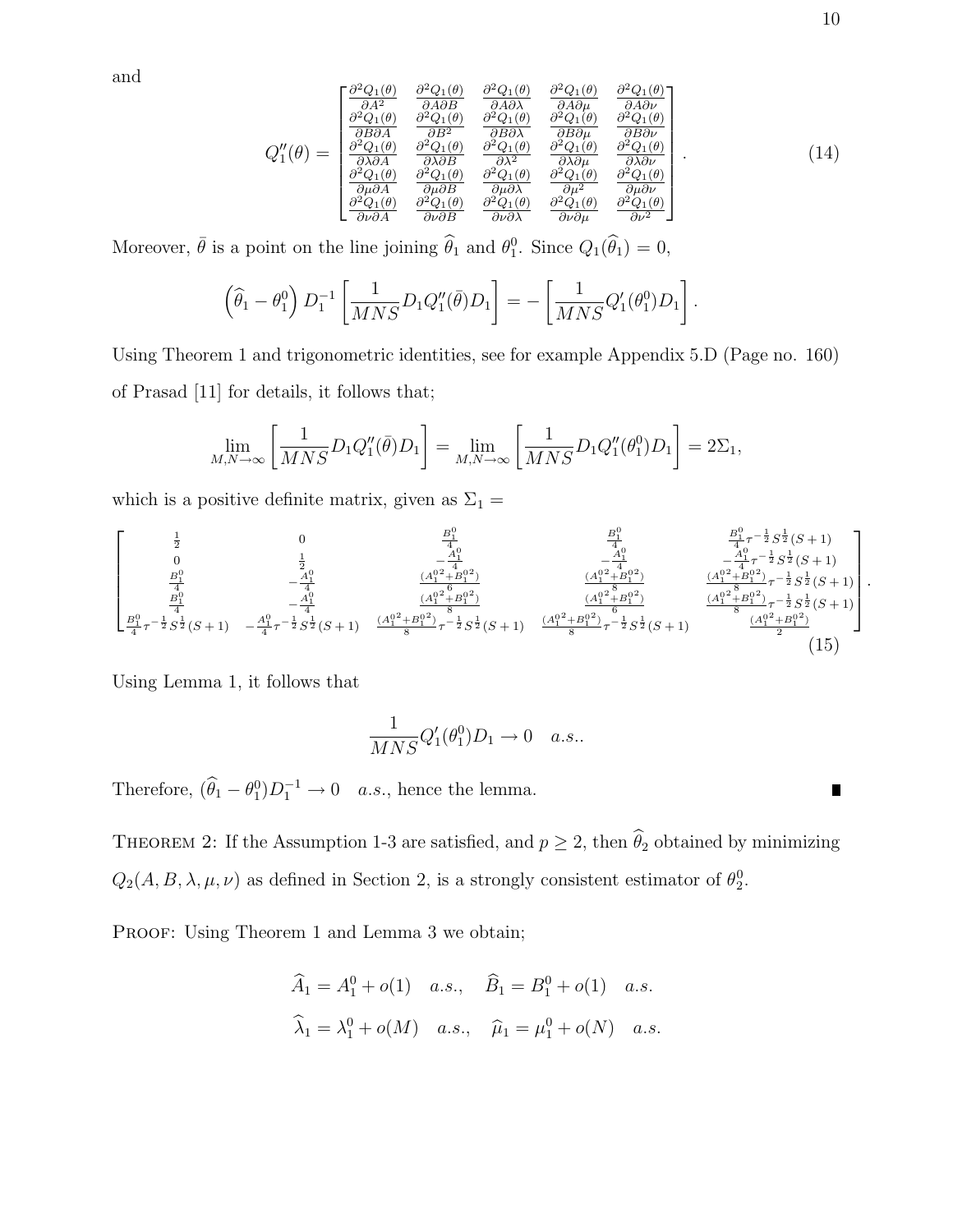and

$$
Q_1''(\theta) = \begin{bmatrix}
\frac{\partial^2 Q_1(\theta)}{\partial A^2} & \frac{\partial^2 Q_1(\theta)}{\partial A \partial B} & \frac{\partial^2 Q_1(\theta)}{\partial A \partial \lambda} & \frac{\partial^2 Q_1(\theta)}{\partial A \partial \mu} & \frac{\partial^2 Q_1(\theta)}{\partial A \partial \nu} \\
\frac{\partial^2 Q_1(\theta)}{\partial B \partial A} & \frac{\partial^2 Q_1(\theta)}{\partial B^2} & \frac{\partial^2 Q_1(\theta)}{\partial B \partial \lambda} & \frac{\partial^2 Q_1(\theta)}{\partial B \partial \mu} & \frac{\partial^2 Q_1(\theta)}{\partial B \partial \nu} \\
\frac{\partial^2 Q_1(\theta)}{\partial \lambda \partial A} & \frac{\partial^2 Q_1(\theta)}{\partial \lambda \partial B} & \frac{\partial^2 Q_1(\theta)}{\partial \lambda^2} & \frac{\partial^2 Q_1(\theta)}{\partial \lambda \partial \mu} & \frac{\partial^2 Q_1(\theta)}{\partial \lambda \partial \nu} \\
\frac{\partial^2 Q_1(\theta)}{\partial \mu \partial A} & \frac{\partial^2 Q_1(\theta)}{\partial \mu \partial B} & \frac{\partial^2 Q_1(\theta)}{\partial \mu \partial \lambda} & \frac{\partial^2 Q_1(\theta)}{\partial \mu^2} & \frac{\partial^2 Q_1(\theta)}{\partial \mu \partial \nu} \\
\frac{\partial^2 Q_1(\theta)}{\partial \nu \partial A} & \frac{\partial^2 Q_1(\theta)}{\partial \nu \partial B} & \frac{\partial^2 Q_1(\theta)}{\partial \nu \partial \lambda} & \frac{\partial^2 Q_1(\theta)}{\partial \nu \partial \mu} & \frac{\partial^2 Q_1(\theta)}{\partial \nu^2}
\end{bmatrix}. \tag{14}
$$

Moreover, $\bar{\theta}$ is a point on the line joining $\widehat{\theta}_1$ and $\theta_1^0$. Since $Q_1(\widehat{\theta}_1) = 0$,

$$
\left(\widehat{\theta}_1 - \theta_1^0\right) D_1^{-1} \left[\frac{1}{MNS} D_1 Q_1''(\bar{\theta}) D_1\right] = -\left[\frac{1}{MNS} Q_1'(\theta_1^0) D_1\right].
$$

Using Theorem 1 and trigonometric identities, see for example Appendix 5.D (Page no. 160) of Prasad [11] for details, it follows that;

$$
\lim_{M,N\to\infty} \left[\frac{1}{MNS} D_1 Q_1''(\bar{\theta}) D_1\right] = \lim_{M,N\to\infty} \left[\frac{1}{MNS} D_1 Q_1''(\theta_1^0) D_1\right] = 2\Sigma_1,
$$

which is a positive definite matrix, given as $\Sigma_1 =$

$$
\begin{bmatrix}
\frac{1}{2} & 0 & \frac{B_1^0}{4} & \frac{B_1^0}{4} & \frac{B_1^0}{4}\tau^{-\frac{1}{2}} S^{\frac{1}{2}}(S+1) \\
0 & \frac{1}{2} & -\frac{A_1^0}{4} & -\frac{A_1^0}{4} & -\frac{A_1^0}{4}\tau^{-\frac{1}{2}} S^{\frac{1}{2}}(S+1) \\
\frac{B_1^0}{4} & -\frac{A_1^0}{4} & \frac{(A_1^{0^2}+B_1^{0^2})}{6} & \frac{(A_1^{0^2}+B_1^{0^2})}{8} & \frac{(A_1^{0^2}+B_1^{0^2})}{8}\tau^{-\frac{1}{2}} S^{\frac{1}{2}}(S+1) \\
\frac{B_1^0}{4} & -\frac{A_1^0}{4} & \frac{(A_1^{0^2}+B_1^{0^2})}{8} & \frac{(A_1^{0^2}+B_1^{0^2})}{6} & \frac{(A_1^{0^2}+B_1^{0^2})}{8}\tau^{-\frac{1}{2}} S^{\frac{1}{2}}(S+1) \\
\frac{B_1^0}{4}\tau^{-\frac{1}{2}} S^{\frac{1}{2}}(S+1) & -\frac{A_1^0}{4}\tau^{-\frac{1}{2}} S^{\frac{1}{2}}(S+1) & \frac{(A_1^{0^2}+B_1^{0^2})}{8}\tau^{-\frac{1}{2}} S^{\frac{1}{2}}(S+1) & \frac{(A_1^{0^2}+B_1^{0^2})}{8}\tau^{-\frac{1}{2}} S^{\frac{1}{2}}(S+1) & \frac{(A_1^{0^2}+B_1^{0^2})}{2}
\end{bmatrix}. \tag{15}
$$

Using Lemma 1, it follows that

$$
\frac{1}{MNS} Q_1'(\theta_1^0) D_1 \to 0 \quad a.s..
$$

Therefore, $(\widehat{\theta}_1 - \theta_1^0) D_1^{-1} \to 0 \quad a.s.$, hence the lemma. ∎

Theorem 2: If the Assumption 1-3 are satisfied, and $p \geq 2$, then $\widehat{\theta}_2$ obtained by minimizing $Q_2(A, B, \lambda, \mu, \nu)$ as defined in Section 2, is a strongly consistent estimator of $\theta_2^0$.

Proof: Using Theorem 1 and Lemma 3 we obtain;

$$
\widehat{A}_1 = A_1^0 + o(1) \quad a.s., \quad \widehat{B}_1 = B_1^0 + o(1) \quad a.s.
$$

$$
\widehat{\lambda}_1 = \lambda_1^0 + o(M) \quad a.s., \quad \widehat{\mu}_1 = \mu_1^0 + o(N) \quad a.s.
$$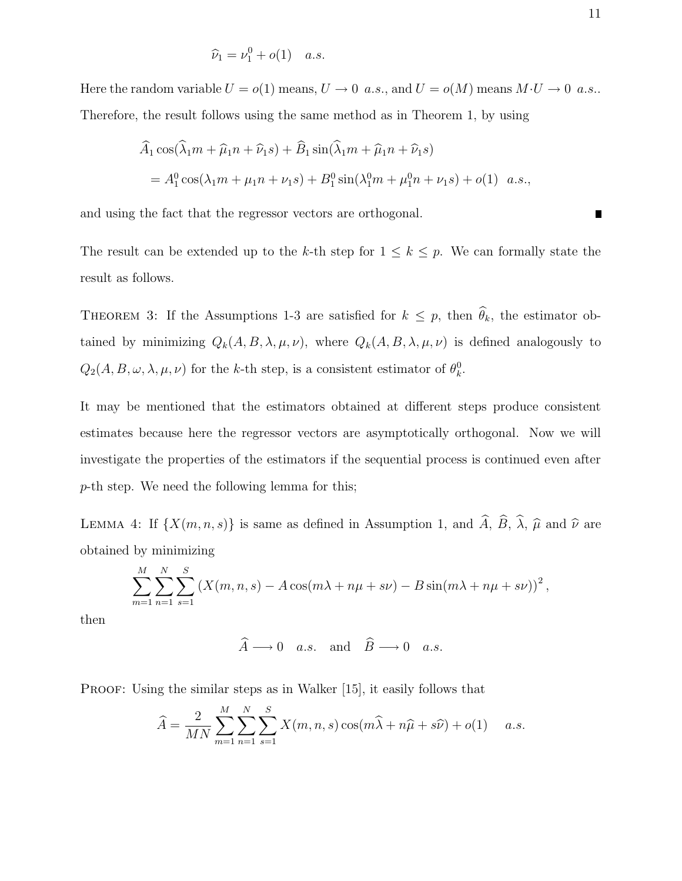$$\widehat{\nu}_1 = \nu_1^0 + o(1) \quad a.s.$$

Here the random variable $U = o(1)$ means, $U \to 0$ *a.s.*, and $U = o(M)$ means $M \cdot U \to 0$ *a.s.*. Therefore, the result follows using the same method as in Theorem 1, by using

$$\begin{aligned}
&\widehat{A}_1 \cos(\widehat{\lambda}_1 m + \widehat{\mu}_1 n + \widehat{\nu}_1 s) + \widehat{B}_1 \sin(\widehat{\lambda}_1 m + \widehat{\mu}_1 n + \widehat{\nu}_1 s) \\
&\quad = A_1^0 \cos(\lambda_1 m + \mu_1 n + \nu_1 s) + B_1^0 \sin(\lambda_1^0 m + \mu_1^0 n + \nu_1 s) + o(1) \quad a.s.,
\end{aligned}$$

and using the fact that the regressor vectors are orthogonal. ∎

The result can be extended up to the $k$-th step for $1 \leq k \leq p$. We can formally state the result as follows.

THEOREM 3: If the Assumptions 1-3 are satisfied for $k \leq p$, then $\widehat{\theta}_k$, the estimator obtained by minimizing $Q_k(A, B, \lambda, \mu, \nu)$, where $Q_k(A, B, \lambda, \mu, \nu)$ is defined analogously to $Q_2(A, B, \omega, \lambda, \mu, \nu)$ for the $k$-th step, is a consistent estimator of $\theta_k^0$.

It may be mentioned that the estimators obtained at different steps produce consistent estimates because here the regressor vectors are asymptotically orthogonal. Now we will investigate the properties of the estimators if the sequential process is continued even after $p$-th step. We need the following lemma for this;

LEMMA 4: If $\{X(m, n, s)\}$ is same as defined in Assumption 1, and $\widehat{A}$, $\widehat{B}$, $\widehat{\lambda}$, $\widehat{\mu}$ and $\widehat{\nu}$ are obtained by minimizing

$$\sum_{m=1}^{M} \sum_{n=1}^{N} \sum_{s=1}^{S} \left( X(m, n, s) - A\cos(m\lambda + n\mu + s\nu) - B\sin(m\lambda + n\mu + s\nu) \right)^2,$$

then

$$\widehat{A} \longrightarrow 0 \quad a.s. \quad \text{and} \quad \widehat{B} \longrightarrow 0 \quad a.s.$$

PROOF: Using the similar steps as in Walker [15], it easily follows that

$$\widehat{A} = \frac{2}{MN} \sum_{m=1}^{M} \sum_{n=1}^{N} \sum_{s=1}^{S} X(m, n, s) \cos(m\widehat{\lambda} + n\widehat{\mu} + s\widehat{\nu}) + o(1) \quad a.s.$$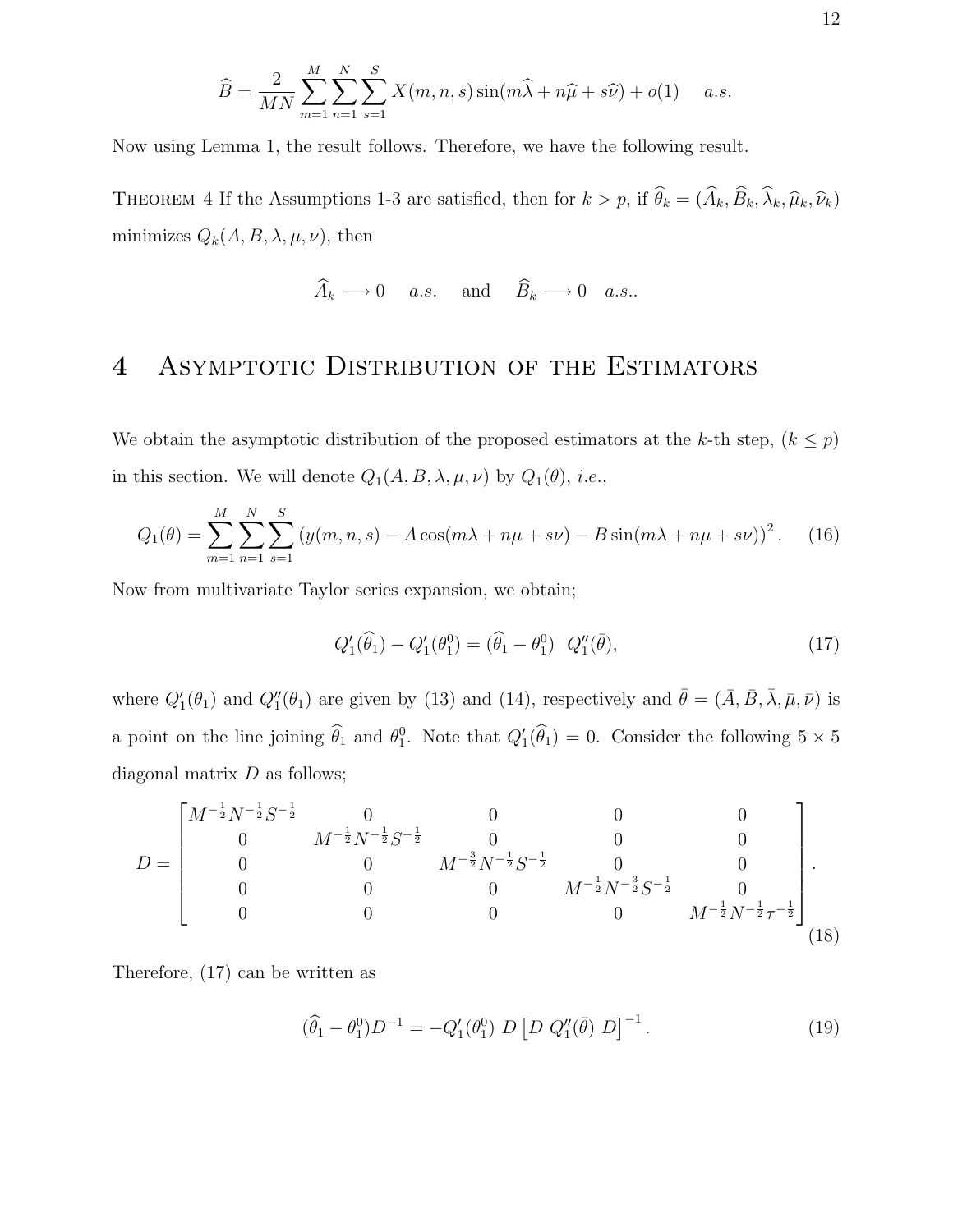$$
\widehat{B} = \frac{2}{MN}\sum_{m=1}^{M}\sum_{n=1}^{N}\sum_{s=1}^{S} X(m,n,s)\sin(m\widehat{\lambda} + n\widehat{\mu} + s\widehat{\nu}) + o(1) \quad a.s.
$$

Now using Lemma 1, the result follows. Therefore, we have the following result.

Theorem 4 If the Assumptions 1-3 are satisfied, then for $k > p$, if $\widehat{\theta}_k = (\widehat{A}_k, \widehat{B}_k, \widehat{\lambda}_k, \widehat{\mu}_k, \widehat{\nu}_k)$ minimizes $Q_k(A, B, \lambda, \mu, \nu)$, then

$$
\widehat{A}_k \longrightarrow 0 \quad a.s. \quad \text{and} \quad \widehat{B}_k \longrightarrow 0 \quad a.s..
$$

# 4 Asymptotic Distribution of the Estimators

We obtain the asymptotic distribution of the proposed estimators at the $k$-th step, ($k \leq p$) in this section. We will denote $Q_1(A, B, \lambda, \mu, \nu)$ by $Q_1(\theta)$, *i.e.*,

$$
Q_1(\theta) = \sum_{m=1}^{M}\sum_{n=1}^{N}\sum_{s=1}^{S}\left(y(m,n,s) - A\cos(m\lambda + n\mu + s\nu) - B\sin(m\lambda + n\mu + s\nu)\right)^2. \quad (16)
$$

Now from multivariate Taylor series expansion, we obtain;

$$
Q_1'(\widehat{\theta}_1) - Q_1'(\theta_1^0) = (\widehat{\theta}_1 - \theta_1^0) \;\; Q_1''(\bar{\theta}), \quad (17)
$$

where $Q_1'(\theta_1)$ and $Q_1''(\theta_1)$ are given by (13) and (14), respectively and $\bar{\theta} = (\bar{A}, \bar{B}, \bar{\lambda}, \bar{\mu}, \bar{\nu})$ is a point on the line joining $\widehat{\theta}_1$ and $\theta_1^0$. Note that $Q_1'(\widehat{\theta}_1) = 0$. Consider the following $5 \times 5$ diagonal matrix $D$ as follows;

$$
D = \begin{bmatrix}
M^{-\frac{1}{2}}N^{-\frac{1}{2}}S^{-\frac{1}{2}} & 0 & 0 & 0 & 0 \\
0 & M^{-\frac{1}{2}}N^{-\frac{1}{2}}S^{-\frac{1}{2}} & 0 & 0 & 0 \\
0 & 0 & M^{-\frac{3}{2}}N^{-\frac{1}{2}}S^{-\frac{1}{2}} & 0 & 0 \\
0 & 0 & 0 & M^{-\frac{1}{2}}N^{-\frac{3}{2}}S^{-\frac{1}{2}} & 0 \\
0 & 0 & 0 & 0 & M^{-\frac{1}{2}}N^{-\frac{1}{2}}\tau^{-\frac{1}{2}}
\end{bmatrix}. \quad (18)
$$

Therefore, (17) can be written as

$$
(\widehat{\theta}_1 - \theta_1^0)D^{-1} = -Q_1'(\theta_1^0)\; D\left[D\; Q_1''(\bar{\theta})\; D\right]^{-1}. \quad (19)
$$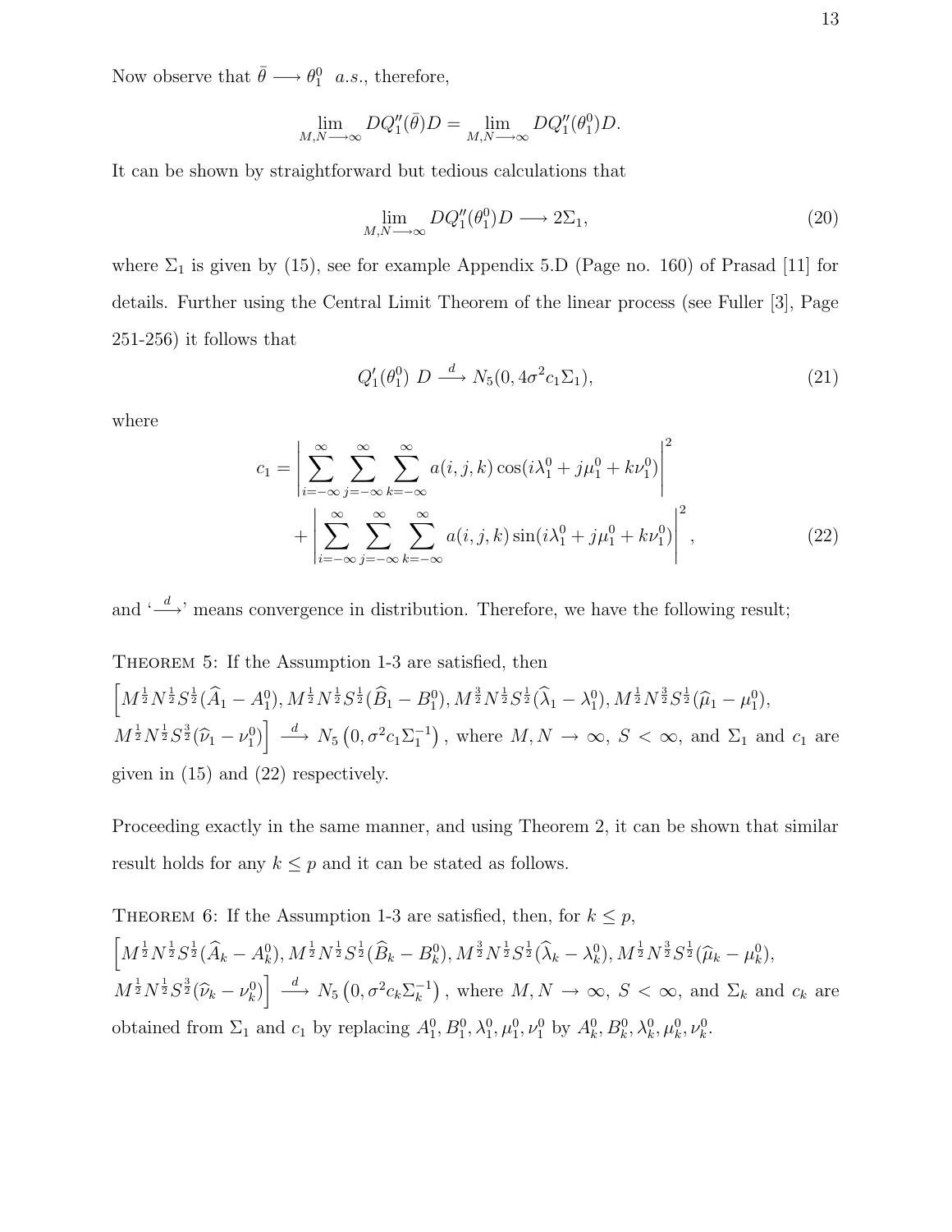Now observe that $\bar{\theta} \longrightarrow \theta_1^0 \ \ a.s.$, therefore,

$$\lim_{M,N \longrightarrow \infty} DQ_1''(\bar{\theta})D = \lim_{M,N \longrightarrow \infty} DQ_1''(\theta_1^0)D.$$

It can be shown by straightforward but tedious calculations that

$$\lim_{M,N \longrightarrow \infty} DQ_1''(\theta_1^0)D \longrightarrow 2\Sigma_1, \tag{20}$$

where $\Sigma_1$ is given by (15), see for example Appendix 5.D (Page no. 160) of Prasad [11] for details. Further using the Central Limit Theorem of the linear process (see Fuller [3], Page 251-256) it follows that

$$Q_1'(\theta_1^0) \ D \stackrel{d}{\longrightarrow} N_5(0, 4\sigma^2 c_1 \Sigma_1), \tag{21}$$

where

$$\begin{aligned} c_1 = & \left| \sum_{i=-\infty}^{\infty} \sum_{j=-\infty}^{\infty} \sum_{k=-\infty}^{\infty} a(i,j,k) \cos(i\lambda_1^0 + j\mu_1^0 + k\nu_1^0) \right|^2 \\ & + \left| \sum_{i=-\infty}^{\infty} \sum_{j=-\infty}^{\infty} \sum_{k=-\infty}^{\infty} a(i,j,k) \sin(i\lambda_1^0 + j\mu_1^0 + k\nu_1^0) \right|^2, \end{aligned} \tag{22}$$

and '$\stackrel{d}{\longrightarrow}$' means convergence in distribution. Therefore, we have the following result;

Theorem 5: If the Assumption 1-3 are satisfied, then $\Big[M^{\frac{1}{2}}N^{\frac{1}{2}}S^{\frac{1}{2}}(\widehat{A}_1 - A_1^0), M^{\frac{1}{2}}N^{\frac{1}{2}}S^{\frac{1}{2}}(\widehat{B}_1 - B_1^0), M^{\frac{3}{2}}N^{\frac{1}{2}}S^{\frac{1}{2}}(\widehat{\lambda}_1 - \lambda_1^0), M^{\frac{1}{2}}N^{\frac{3}{2}}S^{\frac{1}{2}}(\widehat{\mu}_1 - \mu_1^0),$ $M^{\frac{1}{2}}N^{\frac{1}{2}}S^{\frac{3}{2}}(\widehat{\nu}_1 - \nu_1^0)\Big] \stackrel{d}{\longrightarrow} N_5\left(0, \sigma^2 c_1 \Sigma_1^{-1}\right)$, where $M, N \to \infty$, $S < \infty$, and $\Sigma_1$ and $c_1$ are given in (15) and (22) respectively.

Proceeding exactly in the same manner, and using Theorem 2, it can be shown that similar result holds for any $k \leq p$ and it can be stated as follows.

Theorem 6: If the Assumption 1-3 are satisfied, then, for $k \leq p$, $\Big[M^{\frac{1}{2}}N^{\frac{1}{2}}S^{\frac{1}{2}}(\widehat{A}_k - A_k^0), M^{\frac{1}{2}}N^{\frac{1}{2}}S^{\frac{1}{2}}(\widehat{B}_k - B_k^0), M^{\frac{3}{2}}N^{\frac{1}{2}}S^{\frac{1}{2}}(\widehat{\lambda}_k - \lambda_k^0), M^{\frac{1}{2}}N^{\frac{3}{2}}S^{\frac{1}{2}}(\widehat{\mu}_k - \mu_k^0),$ $M^{\frac{1}{2}}N^{\frac{1}{2}}S^{\frac{3}{2}}(\widehat{\nu}_k - \nu_k^0)\Big] \stackrel{d}{\longrightarrow} N_5\left(0, \sigma^2 c_k \Sigma_k^{-1}\right)$, where $M, N \to \infty$, $S < \infty$, and $\Sigma_k$ and $c_k$ are obtained from $\Sigma_1$ and $c_1$ by replacing $A_1^0, B_1^0, \lambda_1^0, \mu_1^0, \nu_1^0$ by $A_k^0, B_k^0, \lambda_k^0, \mu_k^0, \nu_k^0$.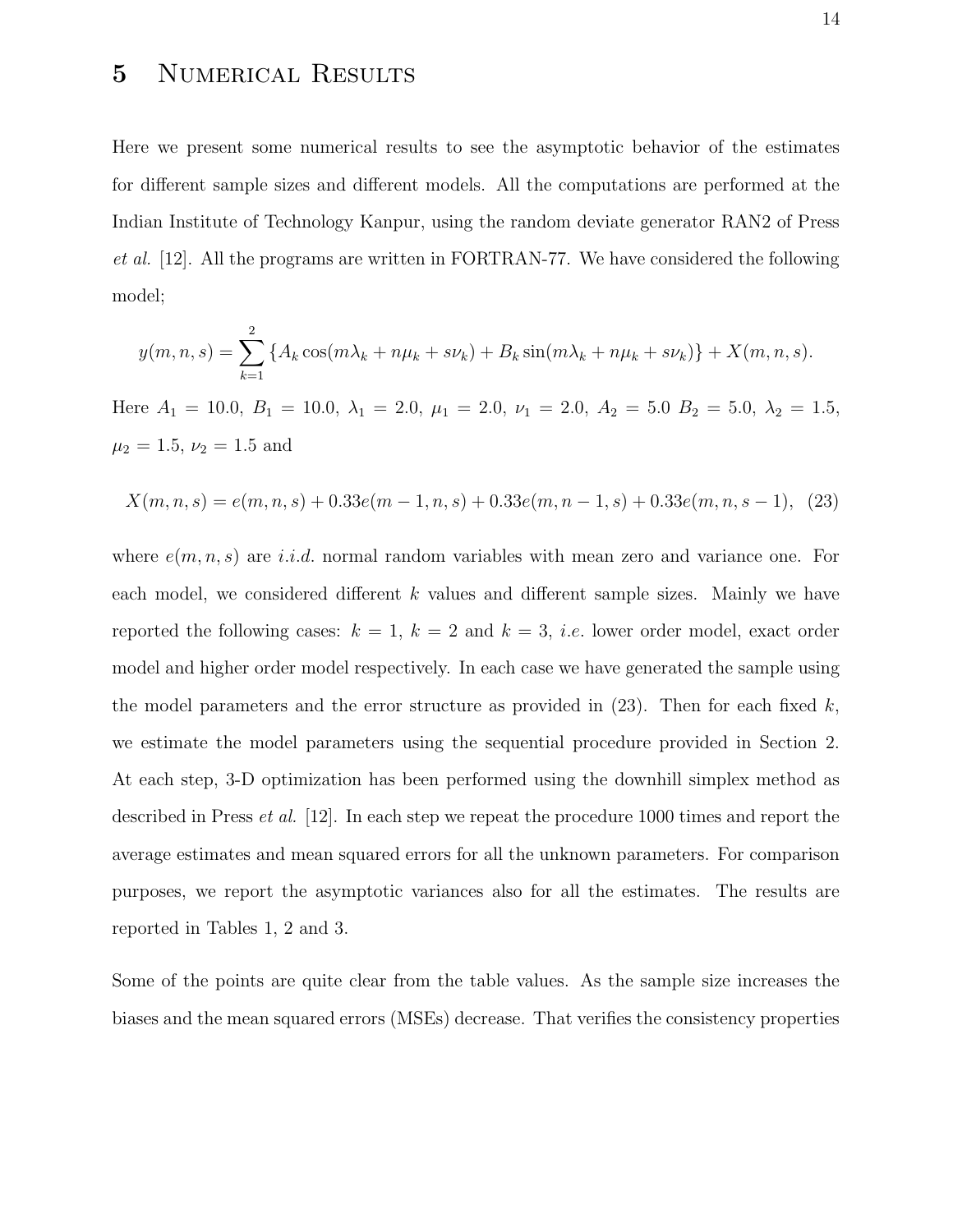# 5 Numerical Results

Here we present some numerical results to see the asymptotic behavior of the estimates for different sample sizes and different models. All the computations are performed at the Indian Institute of Technology Kanpur, using the random deviate generator RAN2 of Press *et al.* [12]. All the programs are written in FORTRAN-77. We have considered the following model;

$$y(m,n,s) = \sum_{k=1}^{2} \{A_k \cos(m\lambda_k + n\mu_k + s\nu_k) + B_k \sin(m\lambda_k + n\mu_k + s\nu_k)\} + X(m,n,s).$$

Here $A_1 = 10.0$, $B_1 = 10.0$, $\lambda_1 = 2.0$, $\mu_1 = 2.0$, $\nu_1 = 2.0$, $A_2 = 5.0$ $B_2 = 5.0$, $\lambda_2 = 1.5$, $\mu_2 = 1.5$, $\nu_2 = 1.5$ and

$$X(m,n,s) = e(m,n,s) + 0.33e(m-1,n,s) + 0.33e(m,n-1,s) + 0.33e(m,n,s-1), \quad (23)$$

where $e(m,n,s)$ are *i.i.d.* normal random variables with mean zero and variance one. For each model, we considered different $k$ values and different sample sizes. Mainly we have reported the following cases: $k = 1$, $k = 2$ and $k = 3$, *i.e.* lower order model, exact order model and higher order model respectively. In each case we have generated the sample using the model parameters and the error structure as provided in (23). Then for each fixed $k$, we estimate the model parameters using the sequential procedure provided in Section 2. At each step, 3-D optimization has been performed using the downhill simplex method as described in Press *et al.* [12]. In each step we repeat the procedure 1000 times and report the average estimates and mean squared errors for all the unknown parameters. For comparison purposes, we report the asymptotic variances also for all the estimates. The results are reported in Tables 1, 2 and 3.

Some of the points are quite clear from the table values. As the sample size increases the biases and the mean squared errors (MSEs) decrease. That verifies the consistency properties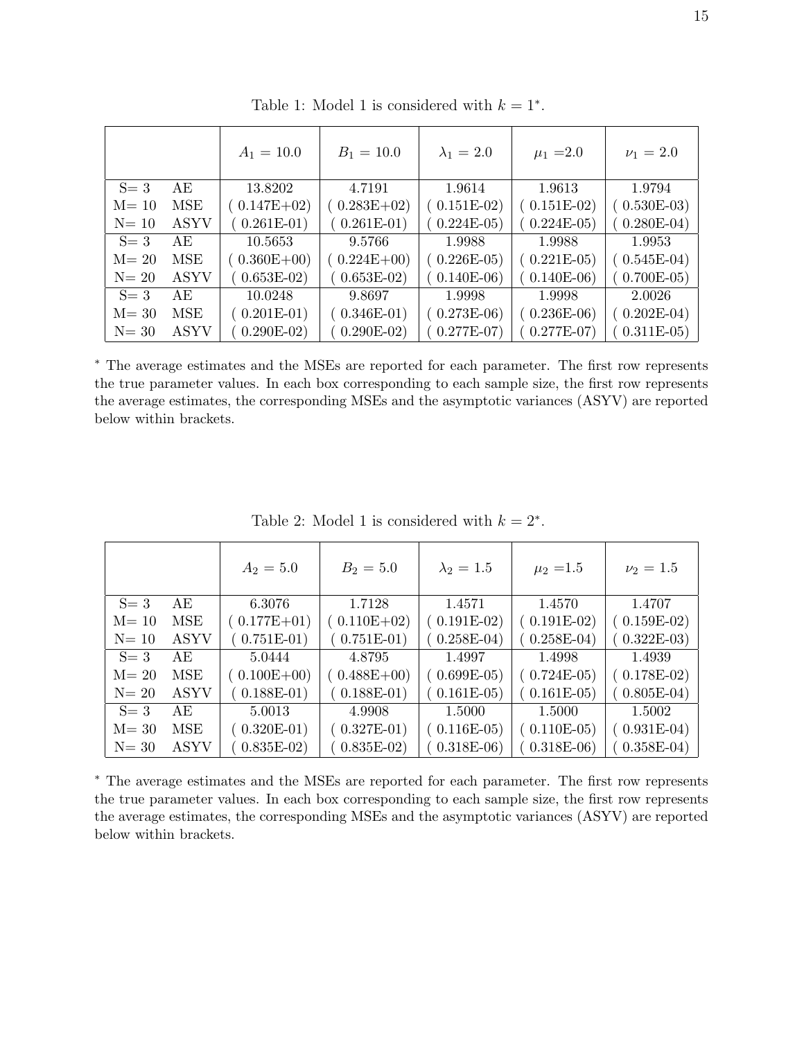Table 1: Model 1 is considered with $k = 1^*$.

| | | $A_1 = 10.0$ | $B_1 = 10.0$ | $\lambda_1 = 2.0$ | $\mu_1 = 2.0$ | $\nu_1 = 2.0$ |
|---|---|---|---|---|---|---|
| S= 3 | AE | 13.8202 | 4.7191 | 1.9614 | 1.9613 | 1.9794 |
| M= 10 | MSE | ( 0.147E+02) | ( 0.283E+02) | ( 0.151E-02) | ( 0.151E-02) | ( 0.530E-03) |
| N= 10 | ASYV | ( 0.261E-01) | ( 0.261E-01) | ( 0.224E-05) | ( 0.224E-05) | ( 0.280E-04) |
| S= 3 | AE | 10.5653 | 9.5766 | 1.9988 | 1.9988 | 1.9953 |
| M= 20 | MSE | ( 0.360E+00) | ( 0.224E+00) | ( 0.226E-05) | ( 0.221E-05) | ( 0.545E-04) |
| N= 20 | ASYV | ( 0.653E-02) | ( 0.653E-02) | ( 0.140E-06) | ( 0.140E-06) | ( 0.700E-05) |
| S= 3 | AE | 10.0248 | 9.8697 | 1.9998 | 1.9998 | 2.0026 |
| M= 30 | MSE | ( 0.201E-01) | ( 0.346E-01) | ( 0.273E-06) | ( 0.236E-06) | ( 0.202E-04) |
| N= 30 | ASYV | ( 0.290E-02) | ( 0.290E-02) | ( 0.277E-07) | ( 0.277E-07) | ( 0.311E-05) |

* The average estimates and the MSEs are reported for each parameter. The first row represents the true parameter values. In each box corresponding to each sample size, the first row represents the average estimates, the corresponding MSEs and the asymptotic variances (ASYV) are reported below within brackets.

Table 2: Model 1 is considered with $k = 2^*$.

| | | $A_2 = 5.0$ | $B_2 = 5.0$ | $\lambda_2 = 1.5$ | $\mu_2 = 1.5$ | $\nu_2 = 1.5$ |
|---|---|---|---|---|---|---|
| S= 3 | AE | 6.3076 | 1.7128 | 1.4571 | 1.4570 | 1.4707 |
| M= 10 | MSE | ( 0.177E+01) | ( 0.110E+02) | ( 0.191E-02) | ( 0.191E-02) | ( 0.159E-02) |
| N= 10 | ASYV | ( 0.751E-01) | ( 0.751E-01) | ( 0.258E-04) | ( 0.258E-04) | ( 0.322E-03) |
| S= 3 | AE | 5.0444 | 4.8795 | 1.4997 | 1.4998 | 1.4939 |
| M= 20 | MSE | ( 0.100E+00) | ( 0.488E+00) | ( 0.699E-05) | ( 0.724E-05) | ( 0.178E-02) |
| N= 20 | ASYV | ( 0.188E-01) | ( 0.188E-01) | ( 0.161E-05) | ( 0.161E-05) | ( 0.805E-04) |
| S= 3 | AE | 5.0013 | 4.9908 | 1.5000 | 1.5000 | 1.5002 |
| M= 30 | MSE | ( 0.320E-01) | ( 0.327E-01) | ( 0.116E-05) | ( 0.110E-05) | ( 0.931E-04) |
| N= 30 | ASYV | ( 0.835E-02) | ( 0.835E-02) | ( 0.318E-06) | ( 0.318E-06) | ( 0.358E-04) |

* The average estimates and the MSEs are reported for each parameter. The first row represents the true parameter values. In each box corresponding to each sample size, the first row represents the average estimates, the corresponding MSEs and the asymptotic variances (ASYV) are reported below within brackets.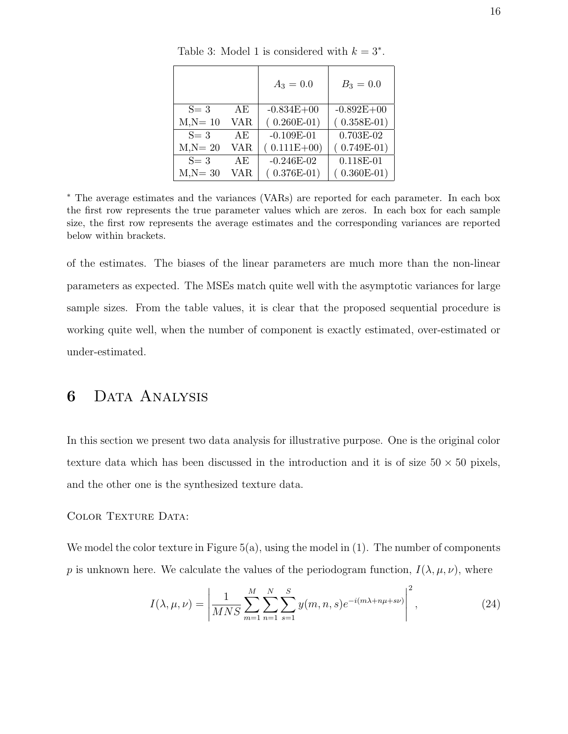Table 3: Model 1 is considered with $k = 3^*$.

| | | $A_3 = 0.0$ | $B_3 = 0.0$ |
|---|---|---|---|
| S= 3 | AE | -0.834E+00 | -0.892E+00 |
| M,N= 10 | VAR | ( 0.260E-01) | ( 0.358E-01) |
| S= 3 | AE | -0.109E-01 | 0.703E-02 |
| M,N= 20 | VAR | ( 0.111E+00) | ( 0.749E-01) |
| S= 3 | AE | -0.246E-02 | 0.118E-01 |
| M,N= 30 | VAR | ( 0.376E-01) | ( 0.360E-01) |

* The average estimates and the variances (VARs) are reported for each parameter. In each box the first row represents the true parameter values which are zeros. In each box for each sample size, the first row represents the average estimates and the corresponding variances are reported below within brackets.

of the estimates. The biases of the linear parameters are much more than the non-linear parameters as expected. The MSEs match quite well with the asymptotic variances for large sample sizes. From the table values, it is clear that the proposed sequential procedure is working quite well, when the number of component is exactly estimated, over-estimated or under-estimated.

# 6 Data Analysis

In this section we present two data analysis for illustrative purpose. One is the original color texture data which has been discussed in the introduction and it is of size $50 \times 50$ pixels, and the other one is the synthesized texture data.

Color Texture Data:

We model the color texture in Figure 5(a), using the model in (1). The number of components $p$ is unknown here. We calculate the values of the periodogram function, $I(\lambda, \mu, \nu)$, where

$$I(\lambda, \mu, \nu) = \left| \frac{1}{MNS} \sum_{m=1}^{M} \sum_{n=1}^{N} \sum_{s=1}^{S} y(m, n, s) e^{-i(m\lambda + n\mu + s\nu)} \right|^2, \tag{24}$$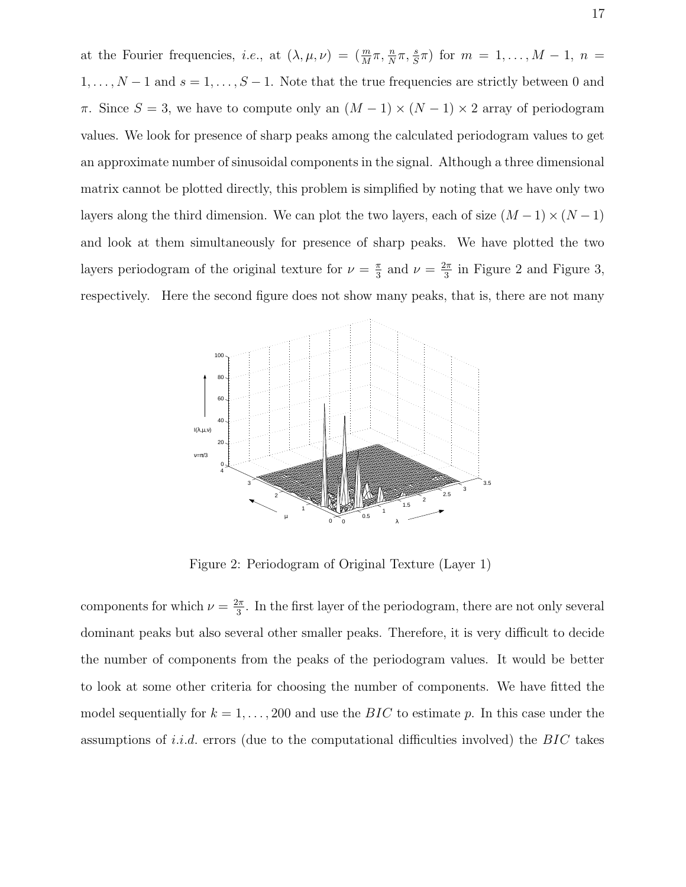at the Fourier frequencies, *i.e.*, at $(\lambda, \mu, \nu) = (\frac{m}{M}\pi, \frac{n}{N}\pi, \frac{s}{S}\pi)$ for $m = 1, \ldots, M-1$, $n = 1, \ldots, N-1$ and $s = 1, \ldots, S-1$. Note that the true frequencies are strictly between 0 and $\pi$. Since $S = 3$, we have to compute only an $(M-1) \times (N-1) \times 2$ array of periodogram values. We look for presence of sharp peaks among the calculated periodogram values to get an approximate number of sinusoidal components in the signal. Although a three dimensional matrix cannot be plotted directly, this problem is simplified by noting that we have only two layers along the third dimension. We can plot the two layers, each of size $(M-1) \times (N-1)$ and look at them simultaneously for presence of sharp peaks. We have plotted the two layers periodogram of the original texture for $\nu = \frac{\pi}{3}$ and $\nu = \frac{2\pi}{3}$ in Figure 2 and Figure 3, respectively. Here the second figure does not show many peaks, that is, there are not many

Figure 2: Periodogram of Original Texture (Layer 1)

components for which $\nu = \frac{2\pi}{3}$. In the first layer of the periodogram, there are not only several dominant peaks but also several other smaller peaks. Therefore, it is very difficult to decide the number of components from the peaks of the periodogram values. It would be better to look at some other criteria for choosing the number of components. We have fitted the model sequentially for $k = 1, \ldots, 200$ and use the $BIC$ to estimate $p$. In this case under the assumptions of *i.i.d.* errors (due to the computational difficulties involved) the $BIC$ takes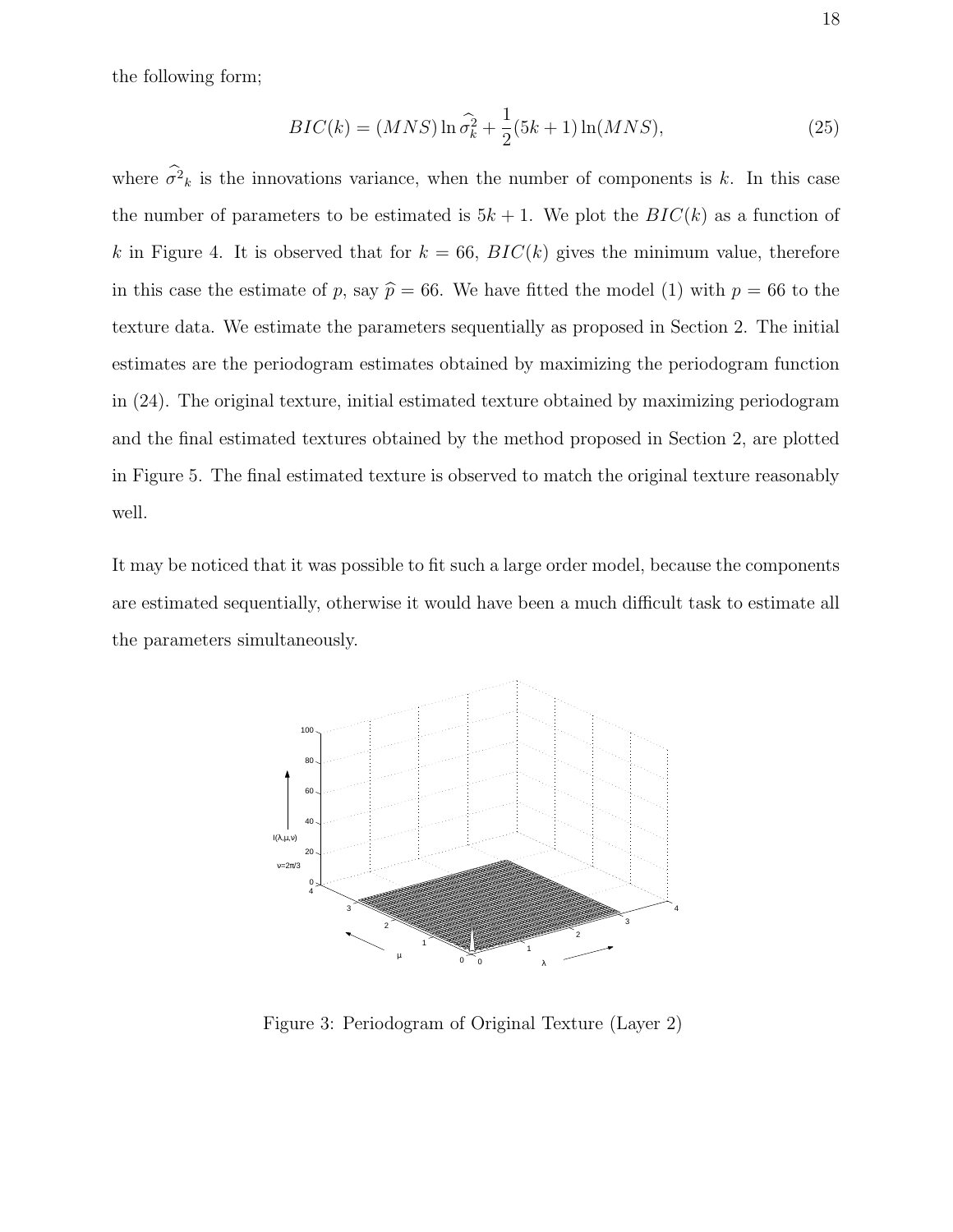the following form;

$$BIC(k) = (MNS) \ln \widehat{\sigma}_k^2 + \frac{1}{2}(5k+1)\ln(MNS), \tag{25}$$

where $\widehat{\sigma^2}_k$ is the innovations variance, when the number of components is $k$. In this case the number of parameters to be estimated is $5k+1$. We plot the $BIC(k)$ as a function of $k$ in Figure 4. It is observed that for $k = 66$, $BIC(k)$ gives the minimum value, therefore in this case the estimate of $p$, say $\widehat{p} = 66$. We have fitted the model (1) with $p = 66$ to the texture data. We estimate the parameters sequentially as proposed in Section 2. The initial estimates are the periodogram estimates obtained by maximizing the periodogram function in (24). The original texture, initial estimated texture obtained by maximizing periodogram and the final estimated textures obtained by the method proposed in Section 2, are plotted in Figure 5. The final estimated texture is observed to match the original texture reasonably well.

It may be noticed that it was possible to fit such a large order model, because the components are estimated sequentially, otherwise it would have been a much difficult task to estimate all the parameters simultaneously.

Figure 3: Periodogram of Original Texture (Layer 2)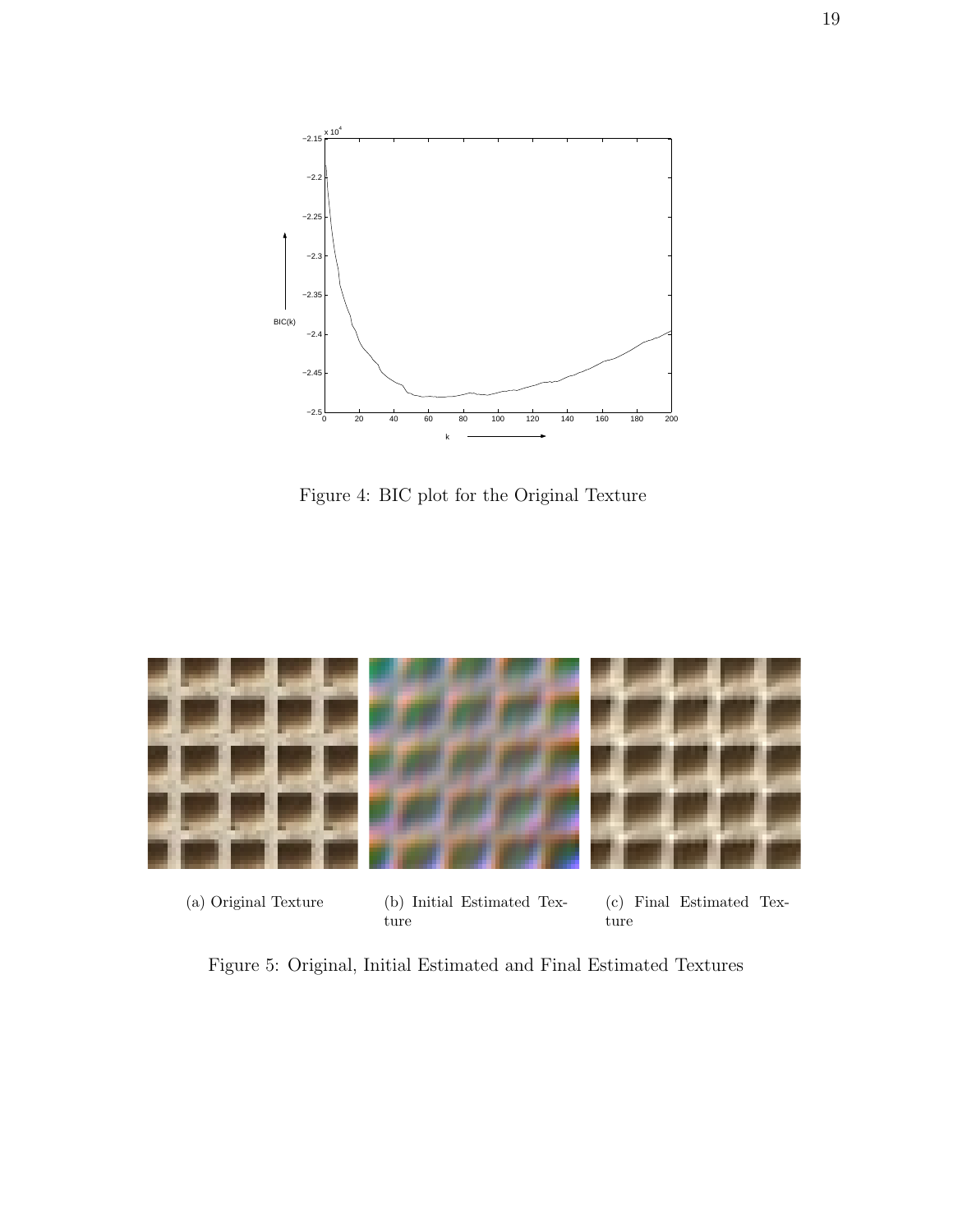Figure 4: BIC plot for the Original Texture

(a) Original Texture

(b) Initial Estimated Texture

(c) Final Estimated Texture

Figure 5: Original, Initial Estimated and Final Estimated Textures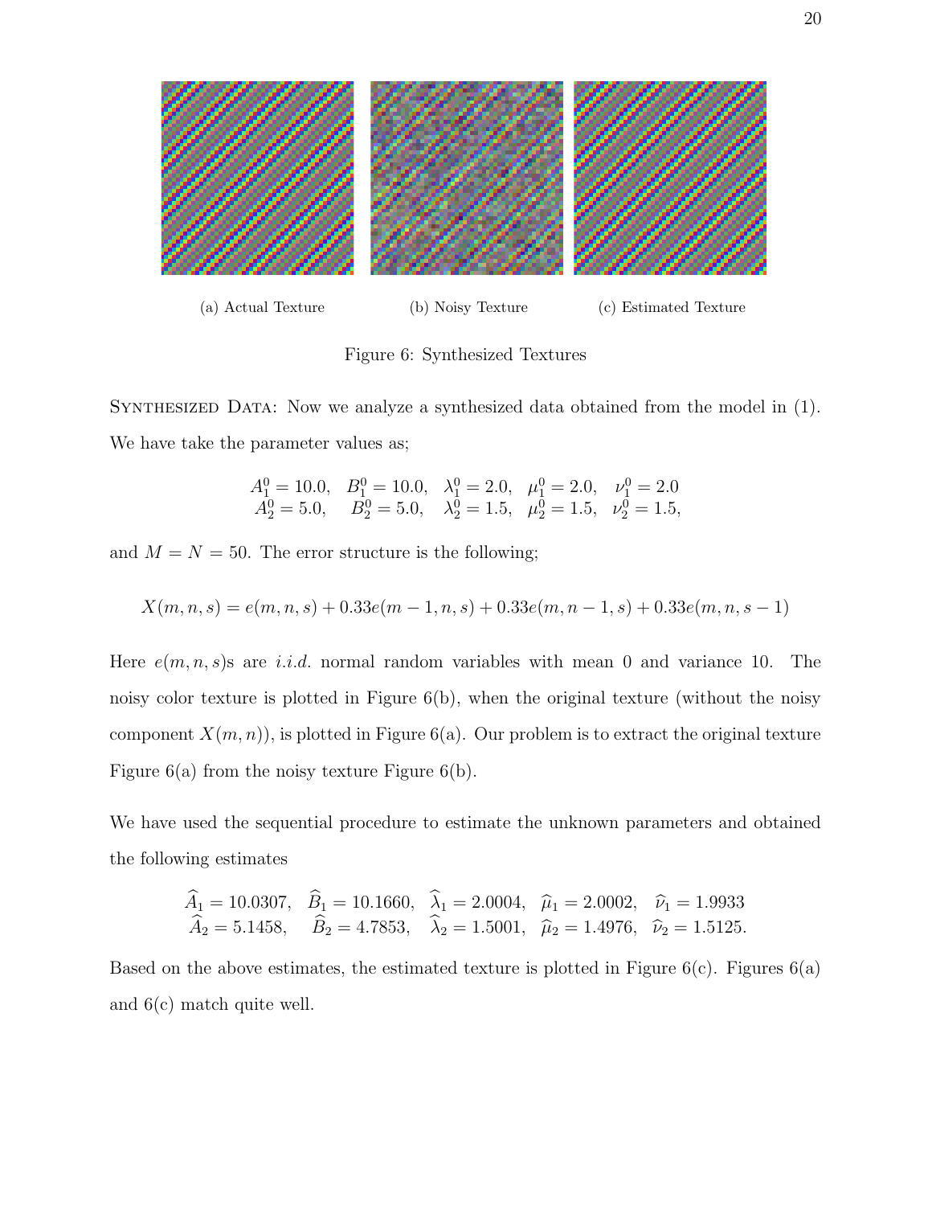(a) Actual Texture (b) Noisy Texture (c) Estimated Texture

Figure 6: Synthesized Textures

SYNTHESIZED DATA: Now we analyze a synthesized data obtained from the model in (1). We have take the parameter values as;

$$
\begin{array}{lllll}
A_1^0 = 10.0, & B_1^0 = 10.0, & \lambda_1^0 = 2.0, & \mu_1^0 = 2.0, & \nu_1^0 = 2.0 \\
A_2^0 = 5.0, & B_2^0 = 5.0, & \lambda_2^0 = 1.5, & \mu_2^0 = 1.5, & \nu_2^0 = 1.5,
\end{array}
$$

and $M = N = 50$. The error structure is the following;

$$
X(m,n,s) = e(m,n,s) + 0.33e(m-1,n,s) + 0.33e(m,n-1,s) + 0.33e(m,n,s-1)
$$

Here $e(m,n,s)$s are *i.i.d.* normal random variables with mean 0 and variance 10. The noisy color texture is plotted in Figure 6(b), when the original texture (without the noisy component $X(m,n)$), is plotted in Figure 6(a). Our problem is to extract the original texture Figure 6(a) from the noisy texture Figure 6(b).

We have used the sequential procedure to estimate the unknown parameters and obtained the following estimates

$$
\begin{array}{lllll}
\widehat{A}_1 = 10.0307, & \widehat{B}_1 = 10.1660, & \widehat{\lambda}_1 = 2.0004, & \widehat{\mu}_1 = 2.0002, & \widehat{\nu}_1 = 1.9933 \\
\widehat{A}_2 = 5.1458, & \widehat{B}_2 = 4.7853, & \widehat{\lambda}_2 = 1.5001, & \widehat{\mu}_2 = 1.4976, & \widehat{\nu}_2 = 1.5125.
\end{array}
$$

Based on the above estimates, the estimated texture is plotted in Figure 6(c). Figures 6(a) and 6(c) match quite well.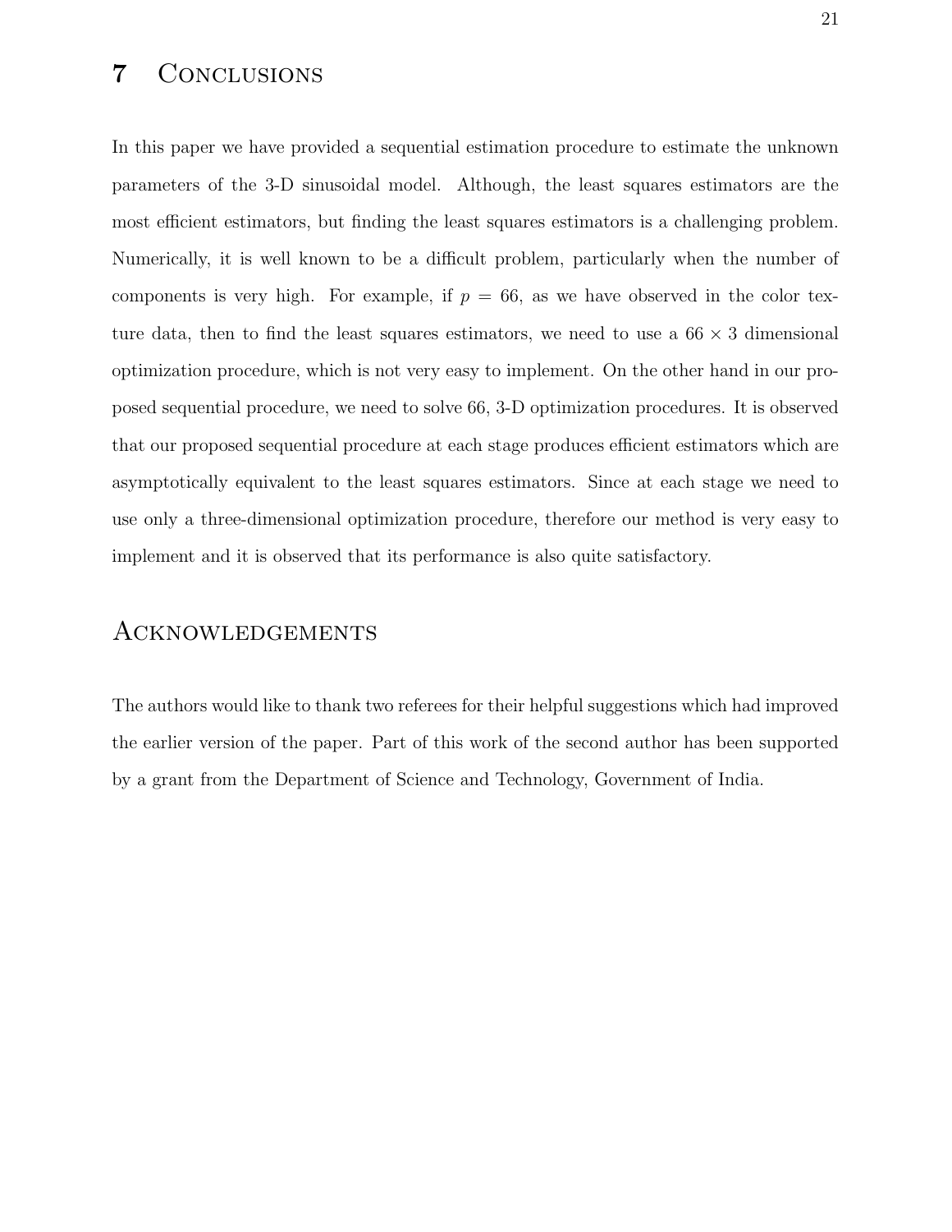# 7 Conclusions

In this paper we have provided a sequential estimation procedure to estimate the unknown parameters of the 3-D sinusoidal model. Although, the least squares estimators are the most efficient estimators, but finding the least squares estimators is a challenging problem. Numerically, it is well known to be a difficult problem, particularly when the number of components is very high. For example, if $p = 66$, as we have observed in the color texture data, then to find the least squares estimators, we need to use a $66 \times 3$ dimensional optimization procedure, which is not very easy to implement. On the other hand in our proposed sequential procedure, we need to solve 66, 3-D optimization procedures. It is observed that our proposed sequential procedure at each stage produces efficient estimators which are asymptotically equivalent to the least squares estimators. Since at each stage we need to use only a three-dimensional optimization procedure, therefore our method is very easy to implement and it is observed that its performance is also quite satisfactory.

# Acknowledgements

The authors would like to thank two referees for their helpful suggestions which had improved the earlier version of the paper. Part of this work of the second author has been supported by a grant from the Department of Science and Technology, Government of India.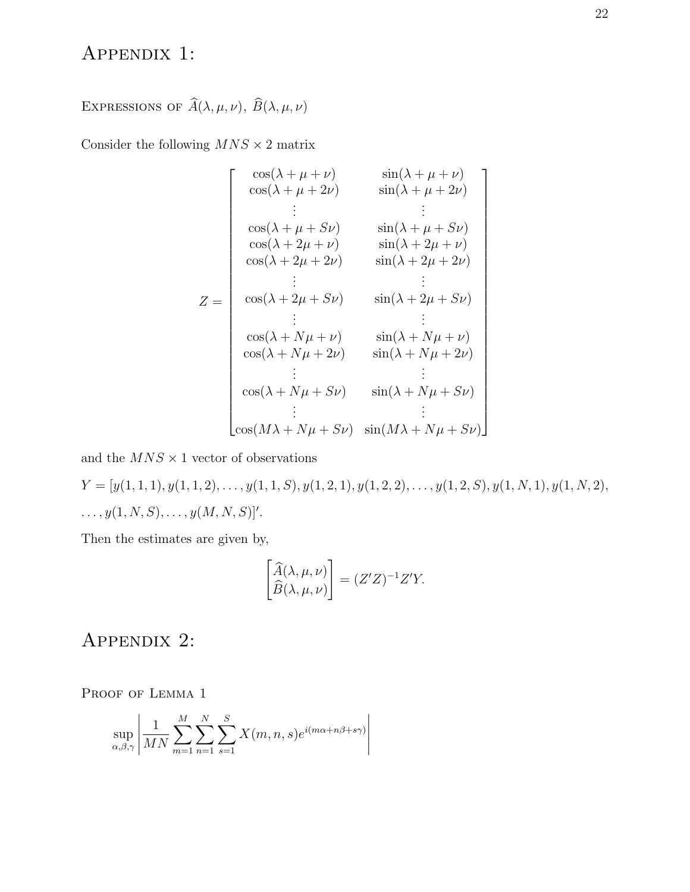# Appendix 1:

Expressions of $\widehat{A}(\lambda,\mu,\nu),\ \widehat{B}(\lambda,\mu,\nu)$

Consider the following $MNS \times 2$ matrix

$$
Z = \begin{bmatrix}
\cos(\lambda+\mu+\nu) & \sin(\lambda+\mu+\nu) \\
\cos(\lambda+\mu+2\nu) & \sin(\lambda+\mu+2\nu) \\
\vdots & \vdots \\
\cos(\lambda+\mu+S\nu) & \sin(\lambda+\mu+S\nu) \\
\cos(\lambda+2\mu+\nu) & \sin(\lambda+2\mu+\nu) \\
\cos(\lambda+2\mu+2\nu) & \sin(\lambda+2\mu+2\nu) \\
\vdots & \vdots \\
\cos(\lambda+2\mu+S\nu) & \sin(\lambda+2\mu+S\nu) \\
\vdots & \vdots \\
\cos(\lambda+N\mu+\nu) & \sin(\lambda+N\mu+\nu) \\
\cos(\lambda+N\mu+2\nu) & \sin(\lambda+N\mu+2\nu) \\
\vdots & \vdots \\
\cos(\lambda+N\mu+S\nu) & \sin(\lambda+N\mu+S\nu) \\
\vdots & \vdots \\
\cos(M\lambda+N\mu+S\nu) & \sin(M\lambda+N\mu+S\nu)
\end{bmatrix}
$$

and the $MNS \times 1$ vector of observations

$Y = [y(1,1,1), y(1,1,2), \ldots, y(1,1,S), y(1,2,1), y(1,2,2), \ldots, y(1,2,S), y(1,N,1), y(1,N,2), \ldots, y(1,N,S), \ldots, y(M,N,S)]'$.

Then the estimates are given by,

$$
\begin{bmatrix} \widehat{A}(\lambda,\mu,\nu) \\ \widehat{B}(\lambda,\mu,\nu) \end{bmatrix} = (Z'Z)^{-1}Z'Y.
$$

# Appendix 2:

Proof of Lemma 1

$$
\sup_{\alpha,\beta,\gamma} \left| \frac{1}{MN} \sum_{m=1}^{M} \sum_{n=1}^{N} \sum_{s=1}^{S} X(m,n,s) e^{i(m\alpha+n\beta+s\gamma)} \right|
$$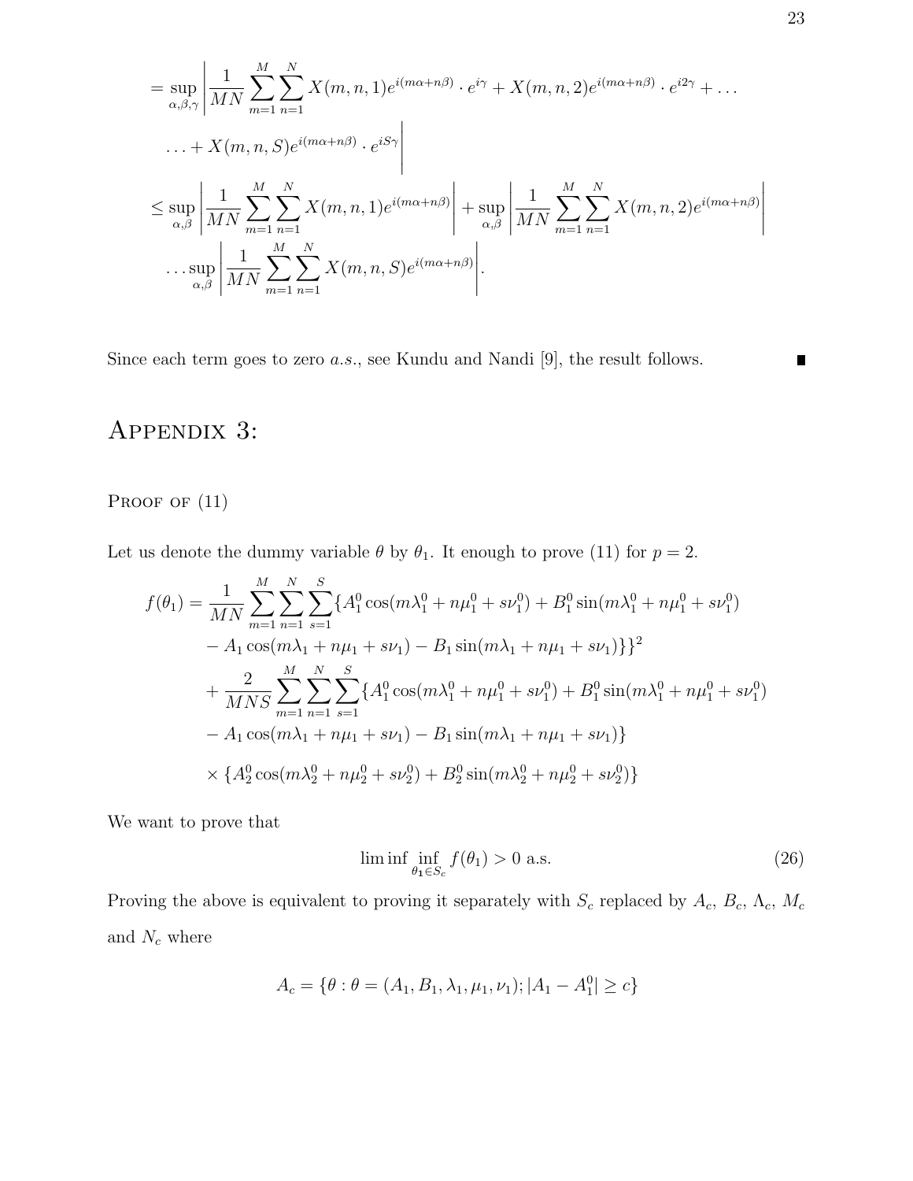$$
\begin{aligned}
&= \sup_{\alpha,\beta,\gamma} \left| \frac{1}{MN} \sum_{m=1}^{M} \sum_{n=1}^{N} X(m,n,1) e^{i(m\alpha+n\beta)} \cdot e^{i\gamma} + X(m,n,2) e^{i(m\alpha+n\beta)} \cdot e^{i2\gamma} + \ldots \right. \\
&\quad \left. \ldots + X(m,n,S) e^{i(m\alpha+n\beta)} \cdot e^{iS\gamma} \right| \\
&\leq \sup_{\alpha,\beta} \left| \frac{1}{MN} \sum_{m=1}^{M} \sum_{n=1}^{N} X(m,n,1) e^{i(m\alpha+n\beta)} \right| + \sup_{\alpha,\beta} \left| \frac{1}{MN} \sum_{m=1}^{M} \sum_{n=1}^{N} X(m,n,2) e^{i(m\alpha+n\beta)} \right| \\
&\quad \ldots \sup_{\alpha,\beta} \left| \frac{1}{MN} \sum_{m=1}^{M} \sum_{n=1}^{N} X(m,n,S) e^{i(m\alpha+n\beta)} \right|.
\end{aligned}
$$

Since each term goes to zero *a.s.*, see Kundu and Nandi [9], the result follows. ∎

# Appendix 3:

Proof of (11)

Let us denote the dummy variable $\theta$ by $\theta_1$. It enough to prove (11) for $p = 2$.

$$
\begin{aligned}
f(\theta_1) &= \frac{1}{MN} \sum_{m=1}^{M} \sum_{n=1}^{N} \sum_{s=1}^{S} \{A_1^0 \cos(m\lambda_1^0 + n\mu_1^0 + s\nu_1^0) + B_1^0 \sin(m\lambda_1^0 + n\mu_1^0 + s\nu_1^0) \\
&\quad - A_1 \cos(m\lambda_1 + n\mu_1 + s\nu_1) - B_1 \sin(m\lambda_1 + n\mu_1 + s\nu_1)\}\}^2 \\
&\quad + \frac{2}{MNS} \sum_{m=1}^{M} \sum_{n=1}^{N} \sum_{s=1}^{S} \{A_1^0 \cos(m\lambda_1^0 + n\mu_1^0 + s\nu_1^0) + B_1^0 \sin(m\lambda_1^0 + n\mu_1^0 + s\nu_1^0) \\
&\quad - A_1 \cos(m\lambda_1 + n\mu_1 + s\nu_1) - B_1 \sin(m\lambda_1 + n\mu_1 + s\nu_1)\} \\
&\quad \times \{A_2^0 \cos(m\lambda_2^0 + n\mu_2^0 + s\nu_2^0) + B_2^0 \sin(m\lambda_2^0 + n\mu_2^0 + s\nu_2^0)\}
\end{aligned}
$$

We want to prove that

$$
\liminf \inf_{\boldsymbol{\theta_1} \in S_c} f(\theta_1) > 0 \text{ a.s.} \tag{26}
$$

Proving the above is equivalent to proving it separately with $S_c$ replaced by $A_c$, $B_c$, $\Lambda_c$, $M_c$ and $N_c$ where

$$
A_c = \{\theta : \theta = (A_1, B_1, \lambda_1, \mu_1, \nu_1); |A_1 - A_1^0| \geq c\}
$$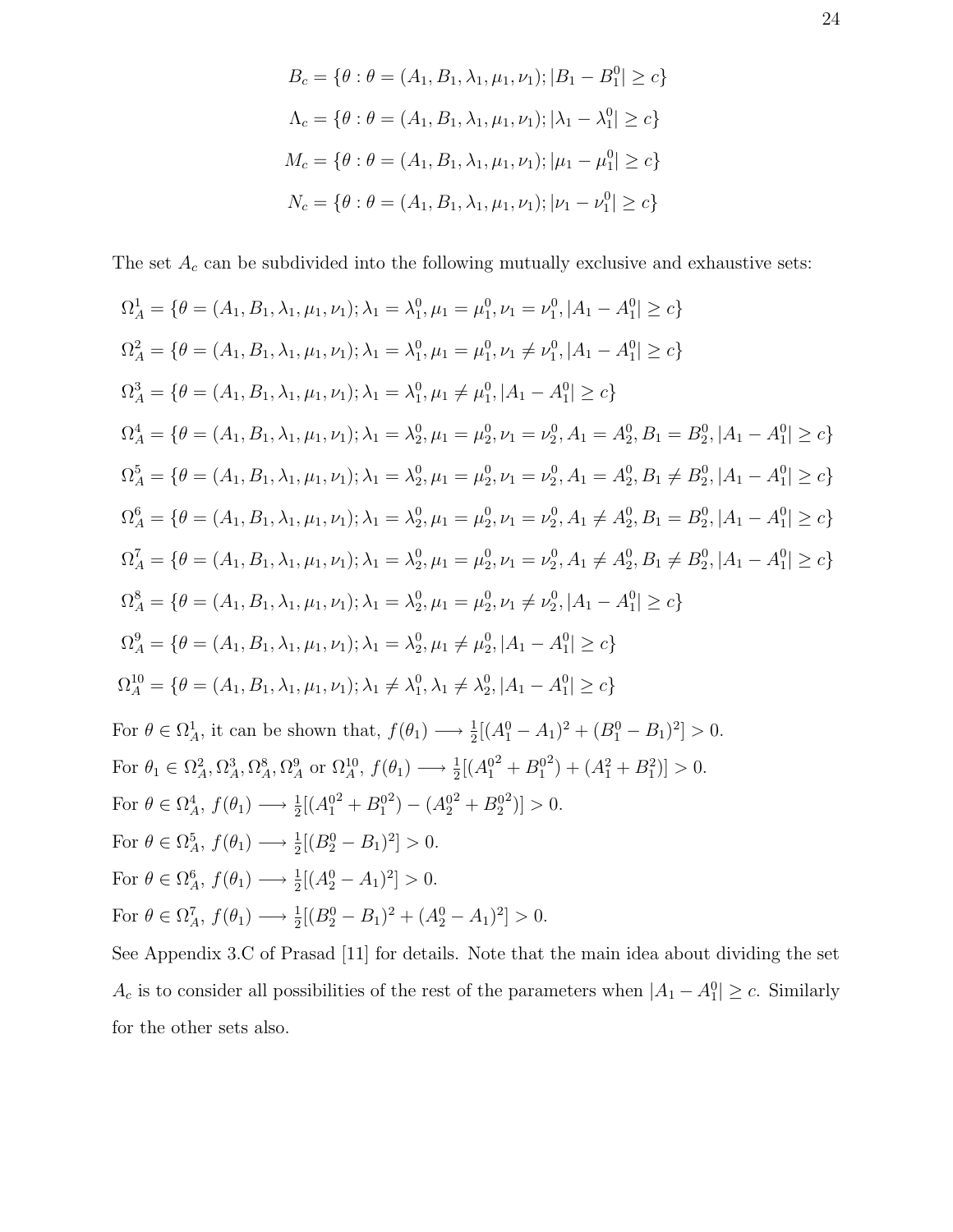$$B_c = \{\theta : \theta = (A_1, B_1, \lambda_1, \mu_1, \nu_1); |B_1 - B_1^0| \geq c\}$$

$$\Lambda_c = \{\theta : \theta = (A_1, B_1, \lambda_1, \mu_1, \nu_1); |\lambda_1 - \lambda_1^0| \geq c\}$$

$$M_c = \{\theta : \theta = (A_1, B_1, \lambda_1, \mu_1, \nu_1); |\mu_1 - \mu_1^0| \geq c\}$$

$$N_c = \{\theta : \theta = (A_1, B_1, \lambda_1, \mu_1, \nu_1); |\nu_1 - \nu_1^0| \geq c\}$$

The set $A_c$ can be subdivided into the following mutually exclusive and exhaustive sets:

$$\Omega_A^1 = \{\theta = (A_1, B_1, \lambda_1, \mu_1, \nu_1); \lambda_1 = \lambda_1^0, \mu_1 = \mu_1^0, \nu_1 = \nu_1^0, |A_1 - A_1^0| \geq c\}$$

$$\Omega_A^2 = \{\theta = (A_1, B_1, \lambda_1, \mu_1, \nu_1); \lambda_1 = \lambda_1^0, \mu_1 = \mu_1^0, \nu_1 \neq \nu_1^0, |A_1 - A_1^0| \geq c\}$$

$$\Omega_A^3 = \{\theta = (A_1, B_1, \lambda_1, \mu_1, \nu_1); \lambda_1 = \lambda_1^0, \mu_1 \neq \mu_1^0, |A_1 - A_1^0| \geq c\}$$

$$\Omega_A^4 = \{\theta = (A_1, B_1, \lambda_1, \mu_1, \nu_1); \lambda_1 = \lambda_2^0, \mu_1 = \mu_2^0, \nu_1 = \nu_2^0, A_1 = A_2^0, B_1 = B_2^0, |A_1 - A_1^0| \geq c\}$$

$$\Omega_A^5 = \{\theta = (A_1, B_1, \lambda_1, \mu_1, \nu_1); \lambda_1 = \lambda_2^0, \mu_1 = \mu_2^0, \nu_1 = \nu_2^0, A_1 = A_2^0, B_1 \neq B_2^0, |A_1 - A_1^0| \geq c\}$$

$$\Omega_A^6 = \{\theta = (A_1, B_1, \lambda_1, \mu_1, \nu_1); \lambda_1 = \lambda_2^0, \mu_1 = \mu_2^0, \nu_1 = \nu_2^0, A_1 \neq A_2^0, B_1 = B_2^0, |A_1 - A_1^0| \geq c\}$$

$$\Omega_A^7 = \{\theta = (A_1, B_1, \lambda_1, \mu_1, \nu_1); \lambda_1 = \lambda_2^0, \mu_1 = \mu_2^0, \nu_1 = \nu_2^0, A_1 \neq A_2^0, B_1 \neq B_2^0, |A_1 - A_1^0| \geq c\}$$

$$\Omega_A^8 = \{\theta = (A_1, B_1, \lambda_1, \mu_1, \nu_1); \lambda_1 = \lambda_2^0, \mu_1 = \mu_2^0, \nu_1 \neq \nu_2^0, |A_1 - A_1^0| \geq c\}$$

$$\Omega_A^9 = \{\theta = (A_1, B_1, \lambda_1, \mu_1, \nu_1); \lambda_1 = \lambda_2^0, \mu_1 \neq \mu_2^0, |A_1 - A_1^0| \geq c\}$$

$$\Omega_A^{10} = \{\theta = (A_1, B_1, \lambda_1, \mu_1, \nu_1); \lambda_1 \neq \lambda_1^0, \lambda_1 \neq \lambda_2^0, |A_1 - A_1^0| \geq c\}$$

For $\theta \in \Omega_A^1$, it can be shown that, $f(\theta_1) \longrightarrow \frac{1}{2}[(A_1^0 - A_1)^2 + (B_1^0 - B_1)^2] > 0$.

For $\theta_1 \in \Omega_A^2, \Omega_A^3, \Omega_A^8, \Omega_A^9$ or $\Omega_A^{10}$, $f(\theta_1) \longrightarrow \frac{1}{2}[({A_1^0}^2 + {B_1^0}^2) + (A_1^2 + B_1^2)] > 0$.

For $\theta \in \Omega_A^4$, $f(\theta_1) \longrightarrow \frac{1}{2}[({A_1^0}^2 + {B_1^0}^2) - ({A_2^0}^2 + {B_2^0}^2)] > 0$.

For $\theta \in \Omega_A^5$, $f(\theta_1) \longrightarrow \frac{1}{2}[(B_2^0 - B_1)^2] > 0$.

For $\theta \in \Omega_A^6$, $f(\theta_1) \longrightarrow \frac{1}{2}[(A_2^0 - A_1)^2] > 0$.

For $\theta \in \Omega_A^7$, $f(\theta_1) \longrightarrow \frac{1}{2}[(B_2^0 - B_1)^2 + (A_2^0 - A_1)^2] > 0$.

See Appendix 3.C of Prasad [11] for details. Note that the main idea about dividing the set $A_c$ is to consider all possibilities of the rest of the parameters when $|A_1 - A_1^0| \geq c$. Similarly for the other sets also.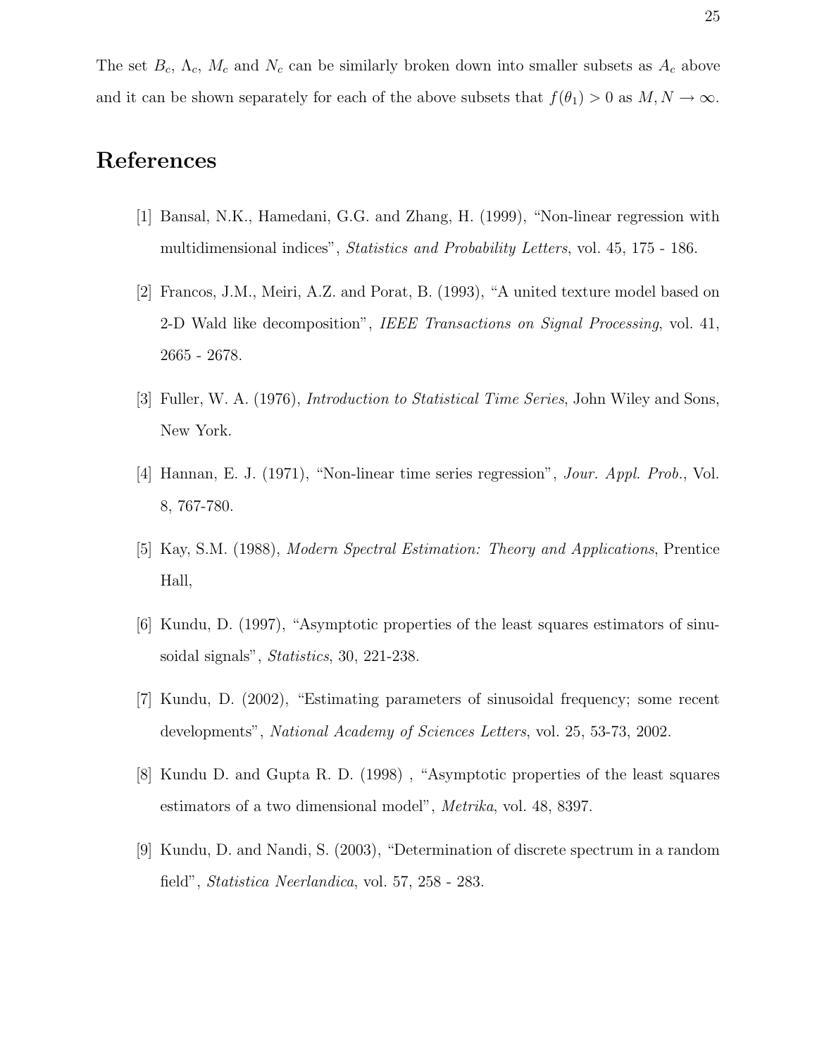The set $B_c$, $\Lambda_c$, $M_c$ and $N_c$ can be similarly broken down into smaller subsets as $A_c$ above and it can be shown separately for each of the above subsets that $f(\theta_1) > 0$ as $M, N \to \infty$.

# References

[1] Bansal, N.K., Hamedani, G.G. and Zhang, H. (1999), "Non-linear regression with multidimensional indices", *Statistics and Probability Letters*, vol. 45, 175 - 186.

[2] Francos, J.M., Meiri, A.Z. and Porat, B. (1993), "A united texture model based on 2-D Wald like decomposition", *IEEE Transactions on Signal Processing*, vol. 41, 2665 - 2678.

[3] Fuller, W. A. (1976), *Introduction to Statistical Time Series*, John Wiley and Sons, New York.

[4] Hannan, E. J. (1971), "Non-linear time series regression", *Jour. Appl. Prob.*, Vol. 8, 767-780.

[5] Kay, S.M. (1988), *Modern Spectral Estimation: Theory and Applications*, Prentice Hall,

[6] Kundu, D. (1997), "Asymptotic properties of the least squares estimators of sinusoidal signals", *Statistics*, 30, 221-238.

[7] Kundu, D. (2002), "Estimating parameters of sinusoidal frequency; some recent developments", *National Academy of Sciences Letters*, vol. 25, 53-73, 2002.

[8] Kundu D. and Gupta R. D. (1998) , "Asymptotic properties of the least squares estimators of a two dimensional model", *Metrika*, vol. 48, 8397.

[9] Kundu, D. and Nandi, S. (2003), "Determination of discrete spectrum in a random field", *Statistica Neerlandica*, vol. 57, 258 - 283.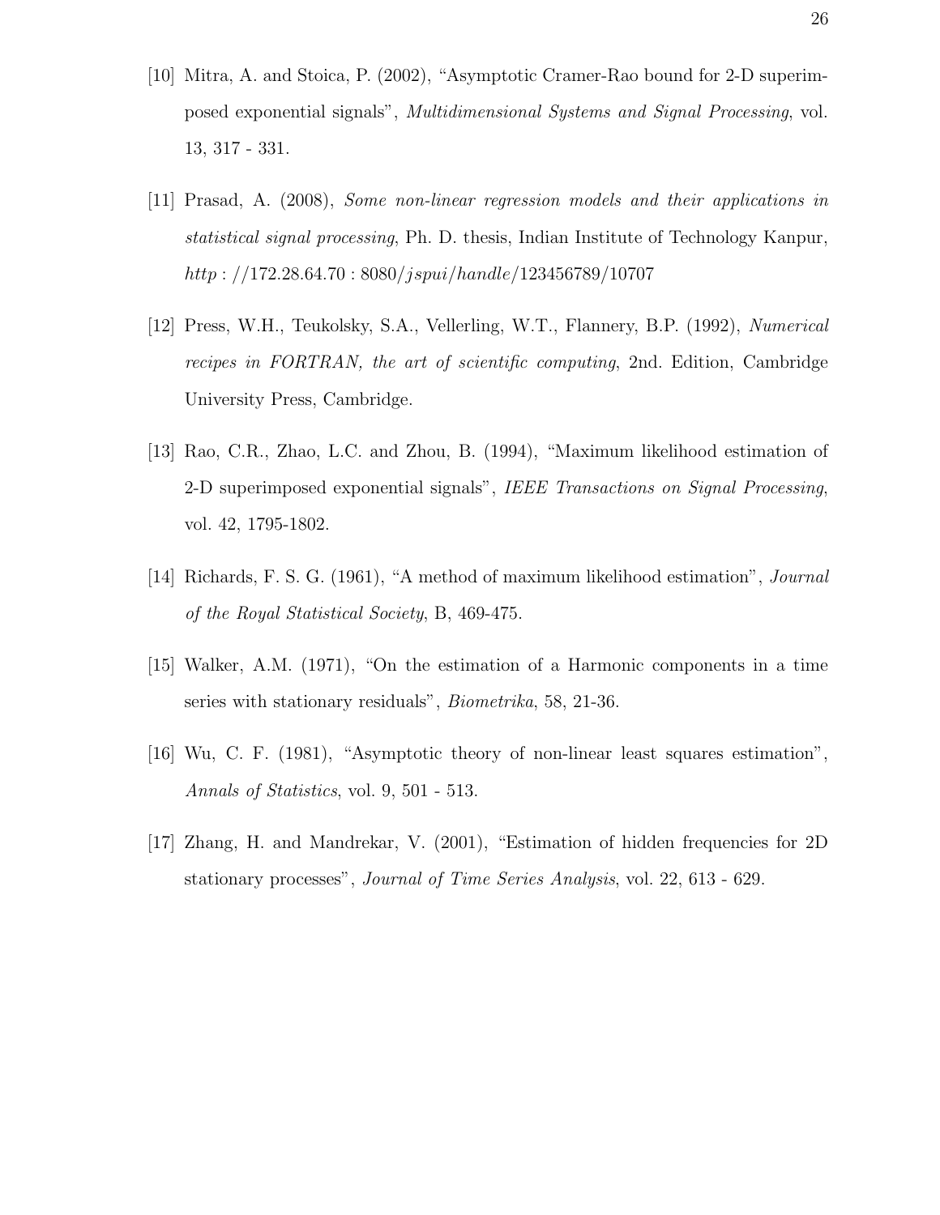[10] Mitra, A. and Stoica, P. (2002), "Asymptotic Cramer-Rao bound for 2-D superimposed exponential signals", *Multidimensional Systems and Signal Processing*, vol. 13, 317 - 331.

[11] Prasad, A. (2008), *Some non-linear regression models and their applications in statistical signal processing*, Ph. D. thesis, Indian Institute of Technology Kanpur, $http://172.28.64.70:8080/jspui/handle/123456789/10707$

[12] Press, W.H., Teukolsky, S.A., Vellerling, W.T., Flannery, B.P. (1992), *Numerical recipes in FORTRAN, the art of scientific computing*, 2nd. Edition, Cambridge University Press, Cambridge.

[13] Rao, C.R., Zhao, L.C. and Zhou, B. (1994), "Maximum likelihood estimation of 2-D superimposed exponential signals", *IEEE Transactions on Signal Processing*, vol. 42, 1795-1802.

[14] Richards, F. S. G. (1961), "A method of maximum likelihood estimation", *Journal of the Royal Statistical Society*, B, 469-475.

[15] Walker, A.M. (1971), "On the estimation of a Harmonic components in a time series with stationary residuals", *Biometrika*, 58, 21-36.

[16] Wu, C. F. (1981), "Asymptotic theory of non-linear least squares estimation", *Annals of Statistics*, vol. 9, 501 - 513.

[17] Zhang, H. and Mandrekar, V. (2001), "Estimation of hidden frequencies for 2D stationary processes", *Journal of Time Series Analysis*, vol. 22, 613 - 629.